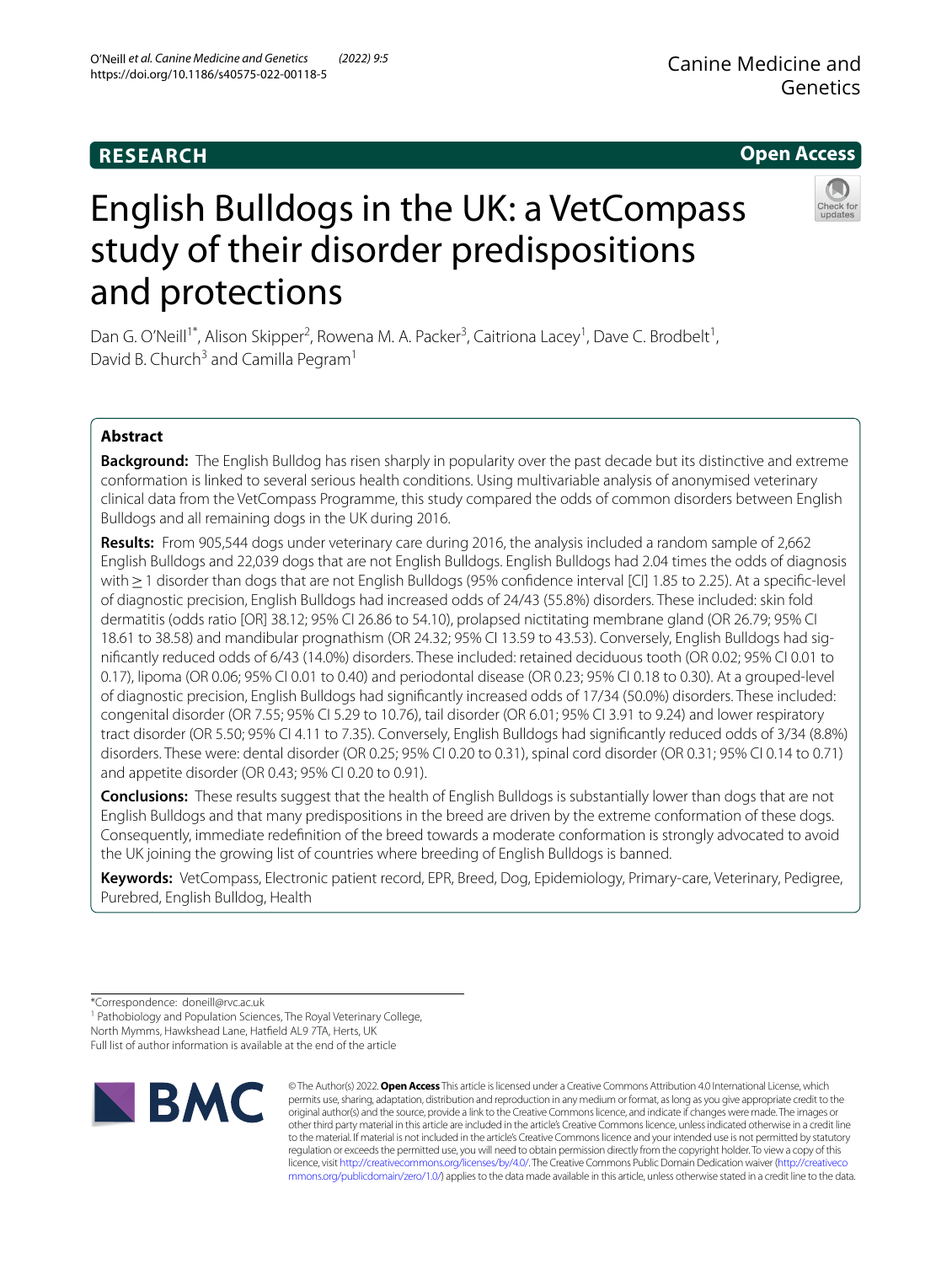RESEARCH

Open Access

# English Bulldogs in the UK: a VetCompass study of their disorder predispositions and protections

Dan G. O'Neill[1*], Alison Skipper[2], Rowena M. A. Packer[3], Caitriona Lacey[1], Dave C. Brodbelt[1], David B. Church[3] and Camilla Pegram[1]

## Abstract

**Background:** The English Bulldog has risen sharply in popularity over the past decade but its distinctive and extreme conformation is linked to several serious health conditions. Using multivariable analysis of anonymised veterinary clinical data from the VetCompass Programme, this study compared the odds of common disorders between English Bulldogs and all remaining dogs in the UK during 2016.

**Results:** From 905,544 dogs under veterinary care during 2016, the analysis included a random sample of 2,662 English Bulldogs and 22,039 dogs that are not English Bulldogs. English Bulldogs had 2.04 times the odds of diagnosis with ≥ 1 disorder than dogs that are not English Bulldogs (95% confidence interval [CI] 1.85 to 2.25). At a specific-level of diagnostic precision, English Bulldogs had increased odds of 24/43 (55.8%) disorders. These included: skin fold dermatitis (odds ratio [OR] 38.12; 95% CI 26.86 to 54.10), prolapsed nictitating membrane gland (OR 26.79; 95% CI 18.61 to 38.58) and mandibular prognathism (OR 24.32; 95% CI 13.59 to 43.53). Conversely, English Bulldogs had significantly reduced odds of 6/43 (14.0%) disorders. These included: retained deciduous tooth (OR 0.02; 95% CI 0.01 to 0.17), lipoma (OR 0.06; 95% CI 0.01 to 0.40) and periodontal disease (OR 0.23; 95% CI 0.18 to 0.30). At a grouped-level of diagnostic precision, English Bulldogs had significantly increased odds of 17/34 (50.0%) disorders. These included: congenital disorder (OR 7.55; 95% CI 5.29 to 10.76), tail disorder (OR 6.01; 95% CI 3.91 to 9.24) and lower respiratory tract disorder (OR 5.50; 95% CI 4.11 to 7.35). Conversely, English Bulldogs had significantly reduced odds of 3/34 (8.8%) disorders. These were: dental disorder (OR 0.25; 95% CI 0.20 to 0.31), spinal cord disorder (OR 0.31; 95% CI 0.14 to 0.71) and appetite disorder (OR 0.43; 95% CI 0.20 to 0.91).

**Conclusions:** These results suggest that the health of English Bulldogs is substantially lower than dogs that are not English Bulldogs and that many predispositions in the breed are driven by the extreme conformation of these dogs. Consequently, immediate redefinition of the breed towards a moderate conformation is strongly advocated to avoid the UK joining the growing list of countries where breeding of English Bulldogs is banned.

**Keywords:** VetCompass, Electronic patient record, EPR, Breed, Dog, Epidemiology, Primary-care, Veterinary, Pedigree, Purebred, English Bulldog, Health

*Correspondence: doneill@rvc.ac.uk

[1] Pathobiology and Population Sciences, The Royal Veterinary College, North Mymms, Hawkshead Lane, Hatfield AL9 7TA, Herts, UK

Full list of author information is available at the end of the article

© The Author(s) 2022. **Open Access** This article is licensed under a Creative Commons Attribution 4.0 International License, which permits use, sharing, adaptation, distribution and reproduction in any medium or format, as long as you give appropriate credit to the original author(s) and the source, provide a link to the Creative Commons licence, and indicate if changes were made. The images or other third party material in this article are included in the article's Creative Commons licence, unless indicated otherwise in a credit line to the material. If material is not included in the article's Creative Commons licence and your intended use is not permitted by statutory regulation or exceeds the permitted use, you will need to obtain permission directly from the copyright holder. To view a copy of this licence, visit http://creativecommons.org/licenses/by/4.0/. The Creative Commons Public Domain Dedication waiver (http://creativecommons.org/publicdomain/zero/1.0/) applies to the data made available in this article, unless otherwise stated in a credit line to the data.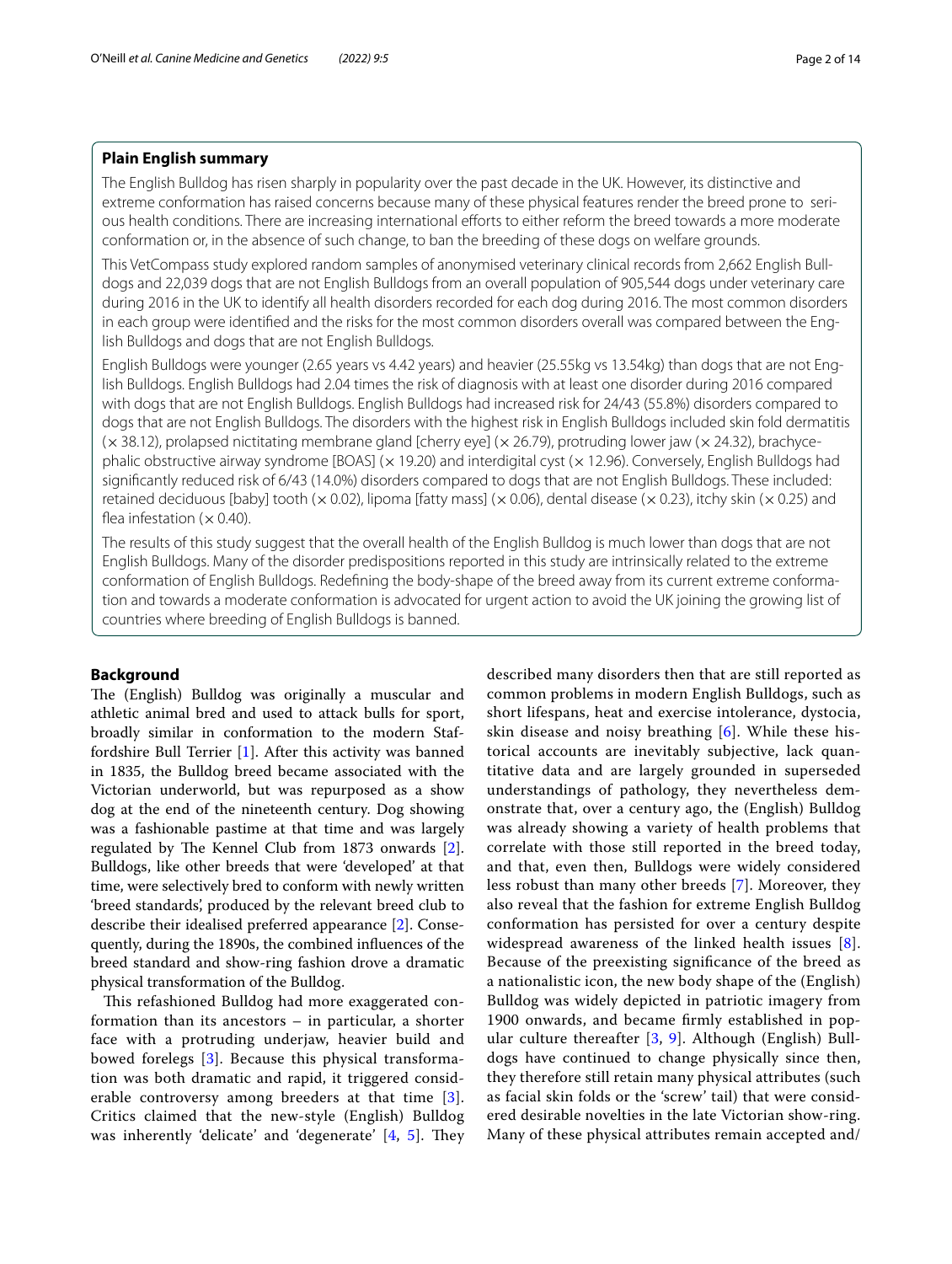## Plain English summary

The English Bulldog has risen sharply in popularity over the past decade in the UK. However, its distinctive and extreme conformation has raised concerns because many of these physical features render the breed prone to serious health conditions. There are increasing international efforts to either reform the breed towards a more moderate conformation or, in the absence of such change, to ban the breeding of these dogs on welfare grounds.

This VetCompass study explored random samples of anonymised veterinary clinical records from 2,662 English Bulldogs and 22,039 dogs that are not English Bulldogs from an overall population of 905,544 dogs under veterinary care during 2016 in the UK to identify all health disorders recorded for each dog during 2016. The most common disorders in each group were identified and the risks for the most common disorders overall was compared between the English Bulldogs and dogs that are not English Bulldogs.

English Bulldogs were younger (2.65 years vs 4.42 years) and heavier (25.55kg vs 13.54kg) than dogs that are not English Bulldogs. English Bulldogs had 2.04 times the risk of diagnosis with at least one disorder during 2016 compared with dogs that are not English Bulldogs. English Bulldogs had increased risk for 24/43 (55.8%) disorders compared to dogs that are not English Bulldogs. The disorders with the highest risk in English Bulldogs included skin fold dermatitis (× 38.12), prolapsed nictitating membrane gland [cherry eye] (× 26.79), protruding lower jaw (× 24.32), brachycephalic obstructive airway syndrome [BOAS] (× 19.20) and interdigital cyst (× 12.96). Conversely, English Bulldogs had significantly reduced risk of 6/43 (14.0%) disorders compared to dogs that are not English Bulldogs. These included: retained deciduous [baby] tooth (× 0.02), lipoma [fatty mass] (× 0.06), dental disease (× 0.23), itchy skin (× 0.25) and flea infestation (× 0.40).

The results of this study suggest that the overall health of the English Bulldog is much lower than dogs that are not English Bulldogs. Many of the disorder predispositions reported in this study are intrinsically related to the extreme conformation of English Bulldogs. Redefining the body-shape of the breed away from its current extreme conformation and towards a moderate conformation is advocated for urgent action to avoid the UK joining the growing list of countries where breeding of English Bulldogs is banned.

## Background

The (English) Bulldog was originally a muscular and athletic animal bred and used to attack bulls for sport, broadly similar in conformation to the modern Staffordshire Bull Terrier [1]. After this activity was banned in 1835, the Bulldog breed became associated with the Victorian underworld, but was repurposed as a show dog at the end of the nineteenth century. Dog showing was a fashionable pastime at that time and was largely regulated by The Kennel Club from 1873 onwards [2]. Bulldogs, like other breeds that were 'developed' at that time, were selectively bred to conform with newly written 'breed standards', produced by the relevant breed club to describe their idealised preferred appearance [2]. Consequently, during the 1890s, the combined influences of the breed standard and show-ring fashion drove a dramatic physical transformation of the Bulldog.

This refashioned Bulldog had more exaggerated conformation than its ancestors – in particular, a shorter face with a protruding underjaw, heavier build and bowed forelegs [3]. Because this physical transformation was both dramatic and rapid, it triggered considerable controversy among breeders at that time [3]. Critics claimed that the new-style (English) Bulldog was inherently 'delicate' and 'degenerate' [4, 5]. They described many disorders then that are still reported as common problems in modern English Bulldogs, such as short lifespans, heat and exercise intolerance, dystocia, skin disease and noisy breathing [6]. While these historical accounts are inevitably subjective, lack quantitative data and are largely grounded in superseded understandings of pathology, they nevertheless demonstrate that, over a century ago, the (English) Bulldog was already showing a variety of health problems that correlate with those still reported in the breed today, and that, even then, Bulldogs were widely considered less robust than many other breeds [7]. Moreover, they also reveal that the fashion for extreme English Bulldog conformation has persisted for over a century despite widespread awareness of the linked health issues [8]. Because of the preexisting significance of the breed as a nationalistic icon, the new body shape of the (English) Bulldog was widely depicted in patriotic imagery from 1900 onwards, and became firmly established in popular culture thereafter [3, 9]. Although (English) Bulldogs have continued to change physically since then, they therefore still retain many physical attributes (such as facial skin folds or the 'screw' tail) that were considered desirable novelties in the late Victorian show-ring. Many of these physical attributes remain accepted and/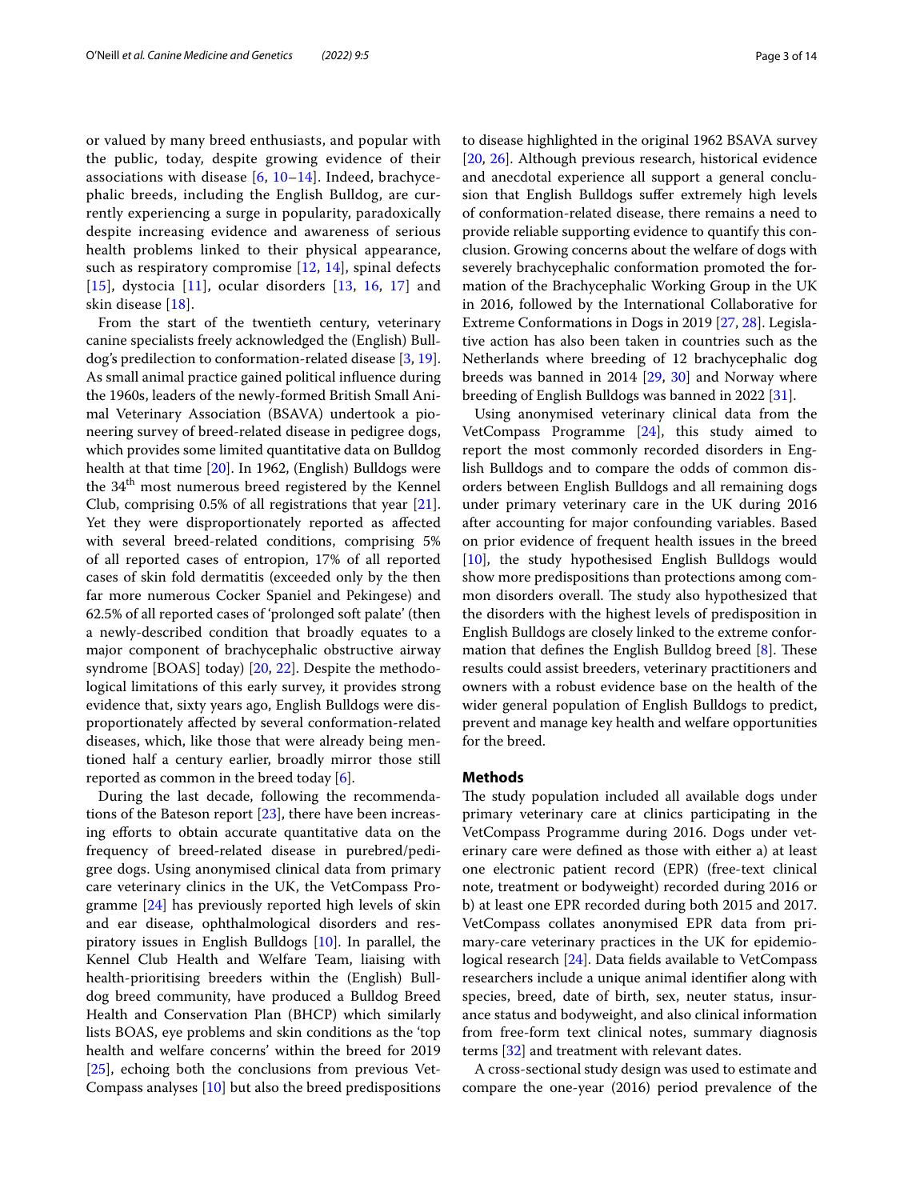or valued by many breed enthusiasts, and popular with the public, today, despite growing evidence of their associations with disease [6, 10–14]. Indeed, brachycephalic breeds, including the English Bulldog, are currently experiencing a surge in popularity, paradoxically despite increasing evidence and awareness of serious health problems linked to their physical appearance, such as respiratory compromise [12, 14], spinal defects [15], dystocia [11], ocular disorders [13, 16, 17] and skin disease [18].

From the start of the twentieth century, veterinary canine specialists freely acknowledged the (English) Bulldog's predilection to conformation-related disease [3, 19]. As small animal practice gained political influence during the 1960s, leaders of the newly-formed British Small Animal Veterinary Association (BSAVA) undertook a pioneering survey of breed-related disease in pedigree dogs, which provides some limited quantitative data on Bulldog health at that time [20]. In 1962, (English) Bulldogs were the 34th most numerous breed registered by the Kennel Club, comprising 0.5% of all registrations that year [21]. Yet they were disproportionately reported as affected with several breed-related conditions, comprising 5% of all reported cases of entropion, 17% of all reported cases of skin fold dermatitis (exceeded only by the then far more numerous Cocker Spaniel and Pekingese) and 62.5% of all reported cases of 'prolonged soft palate' (then a newly-described condition that broadly equates to a major component of brachycephalic obstructive airway syndrome [BOAS] today) [20, 22]. Despite the methodological limitations of this early survey, it provides strong evidence that, sixty years ago, English Bulldogs were disproportionately affected by several conformation-related diseases, which, like those that were already being mentioned half a century earlier, broadly mirror those still reported as common in the breed today [6].

During the last decade, following the recommendations of the Bateson report [23], there have been increasing efforts to obtain accurate quantitative data on the frequency of breed-related disease in purebred/pedigree dogs. Using anonymised clinical data from primary care veterinary clinics in the UK, the VetCompass Programme [24] has previously reported high levels of skin and ear disease, ophthalmological disorders and respiratory issues in English Bulldogs [10]. In parallel, the Kennel Club Health and Welfare Team, liaising with health-prioritising breeders within the (English) Bulldog breed community, have produced a Bulldog Breed Health and Conservation Plan (BHCP) which similarly lists BOAS, eye problems and skin conditions as the 'top health and welfare concerns' within the breed for 2019 [25], echoing both the conclusions from previous VetCompass analyses [10] but also the breed predispositions to disease highlighted in the original 1962 BSAVA survey [20, 26]. Although previous research, historical evidence and anecdotal experience all support a general conclusion that English Bulldogs suffer extremely high levels of conformation-related disease, there remains a need to provide reliable supporting evidence to quantify this conclusion. Growing concerns about the welfare of dogs with severely brachycephalic conformation promoted the formation of the Brachycephalic Working Group in the UK in 2016, followed by the International Collaborative for Extreme Conformations in Dogs in 2019 [27, 28]. Legislative action has also been taken in countries such as the Netherlands where breeding of 12 brachycephalic dog breeds was banned in 2014 [29, 30] and Norway where breeding of English Bulldogs was banned in 2022 [31].

Using anonymised veterinary clinical data from the VetCompass Programme [24], this study aimed to report the most commonly recorded disorders in English Bulldogs and to compare the odds of common disorders between English Bulldogs and all remaining dogs under primary veterinary care in the UK during 2016 after accounting for major confounding variables. Based on prior evidence of frequent health issues in the breed [10], the study hypothesised English Bulldogs would show more predispositions than protections among common disorders overall. The study also hypothesized that the disorders with the highest levels of predisposition in English Bulldogs are closely linked to the extreme conformation that defines the English Bulldog breed [8]. These results could assist breeders, veterinary practitioners and owners with a robust evidence base on the health of the wider general population of English Bulldogs to predict, prevent and manage key health and welfare opportunities for the breed.

## Methods

The study population included all available dogs under primary veterinary care at clinics participating in the VetCompass Programme during 2016. Dogs under veterinary care were defined as those with either a) at least one electronic patient record (EPR) (free-text clinical note, treatment or bodyweight) recorded during 2016 or b) at least one EPR recorded during both 2015 and 2017. VetCompass collates anonymised EPR data from primary-care veterinary practices in the UK for epidemiological research [24]. Data fields available to VetCompass researchers include a unique animal identifier along with species, breed, date of birth, sex, neuter status, insurance status and bodyweight, and also clinical information from free-form text clinical notes, summary diagnosis terms [32] and treatment with relevant dates.

A cross-sectional study design was used to estimate and compare the one-year (2016) period prevalence of the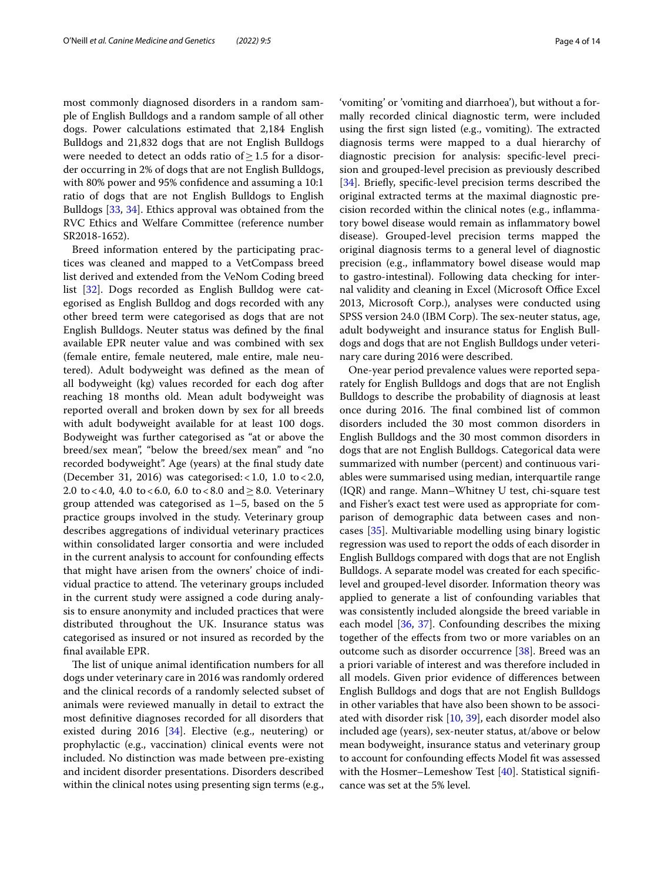most commonly diagnosed disorders in a random sample of English Bulldogs and a random sample of all other dogs. Power calculations estimated that 2,184 English Bulldogs and 21,832 dogs that are not English Bulldogs were needed to detect an odds ratio of $\geq 1.5$ for a disorder occurring in 2% of dogs that are not English Bulldogs, with 80% power and 95% confidence and assuming a 10:1 ratio of dogs that are not English Bulldogs to English Bulldogs [33, 34]. Ethics approval was obtained from the RVC Ethics and Welfare Committee (reference number SR2018-1652).

Breed information entered by the participating practices was cleaned and mapped to a VetCompass breed list derived and extended from the VeNom Coding breed list [32]. Dogs recorded as English Bulldog were categorised as English Bulldog and dogs recorded with any other breed term were categorised as dogs that are not English Bulldogs. Neuter status was defined by the final available EPR neuter value and was combined with sex (female entire, female neutered, male entire, male neutered). Adult bodyweight was defined as the mean of all bodyweight (kg) values recorded for each dog after reaching 18 months old. Mean adult bodyweight was reported overall and broken down by sex for all breeds with adult bodyweight available for at least 100 dogs. Bodyweight was further categorised as "at or above the breed/sex mean", "below the breed/sex mean" and "no recorded bodyweight". Age (years) at the final study date (December 31, 2016) was categorised: < 1.0, 1.0 to < 2.0, 2.0 to < 4.0, 4.0 to < 6.0, 6.0 to < 8.0 and ≥ 8.0. Veterinary group attended was categorised as 1–5, based on the 5 practice groups involved in the study. Veterinary group describes aggregations of individual veterinary practices within consolidated larger consortia and were included in the current analysis to account for confounding effects that might have arisen from the owners' choice of individual practice to attend. The veterinary groups included in the current study were assigned a code during analysis to ensure anonymity and included practices that were distributed throughout the UK. Insurance status was categorised as insured or not insured as recorded by the final available EPR.

The list of unique animal identification numbers for all dogs under veterinary care in 2016 was randomly ordered and the clinical records of a randomly selected subset of animals were reviewed manually in detail to extract the most definitive diagnoses recorded for all disorders that existed during 2016 [34]. Elective (e.g., neutering) or prophylactic (e.g., vaccination) clinical events were not included. No distinction was made between pre-existing and incident disorder presentations. Disorders described within the clinical notes using presenting sign terms (e.g., 'vomiting' or 'vomiting and diarrhoea'), but without a formally recorded clinical diagnostic term, were included using the first sign listed (e.g., vomiting). The extracted diagnosis terms were mapped to a dual hierarchy of diagnostic precision for analysis: specific-level precision and grouped-level precision as previously described [34]. Briefly, specific-level precision terms described the original extracted terms at the maximal diagnostic precision recorded within the clinical notes (e.g., inflammatory bowel disease would remain as inflammatory bowel disease). Grouped-level precision terms mapped the original diagnosis terms to a general level of diagnostic precision (e.g., inflammatory bowel disease would map to gastro-intestinal). Following data checking for internal validity and cleaning in Excel (Microsoft Office Excel 2013, Microsoft Corp.), analyses were conducted using SPSS version 24.0 (IBM Corp). The sex-neuter status, age, adult bodyweight and insurance status for English Bulldogs and dogs that are not English Bulldogs under veterinary care during 2016 were described.

One-year period prevalence values were reported separately for English Bulldogs and dogs that are not English Bulldogs to describe the probability of diagnosis at least once during 2016. The final combined list of common disorders included the 30 most common disorders in English Bulldogs and the 30 most common disorders in dogs that are not English Bulldogs. Categorical data were summarized with number (percent) and continuous variables were summarised using median, interquartile range (IQR) and range. Mann–Whitney U test, chi-square test and Fisher's exact test were used as appropriate for comparison of demographic data between cases and non-cases [35]. Multivariable modelling using binary logistic regression was used to report the odds of each disorder in English Bulldogs compared with dogs that are not English Bulldogs. A separate model was created for each specific-level and grouped-level disorder. Information theory was applied to generate a list of confounding variables that was consistently included alongside the breed variable in each model [36, 37]. Confounding describes the mixing together of the effects from two or more variables on an outcome such as disorder occurrence [38]. Breed was an a priori variable of interest and was therefore included in all models. Given prior evidence of differences between English Bulldogs and dogs that are not English Bulldogs in other variables that have also been shown to be associated with disorder risk [10, 39], each disorder model also included age (years), sex-neuter status, at/above or below mean bodyweight, insurance status and veterinary group to account for confounding effects Model fit was assessed with the Hosmer–Lemeshow Test [40]. Statistical significance was set at the 5% level.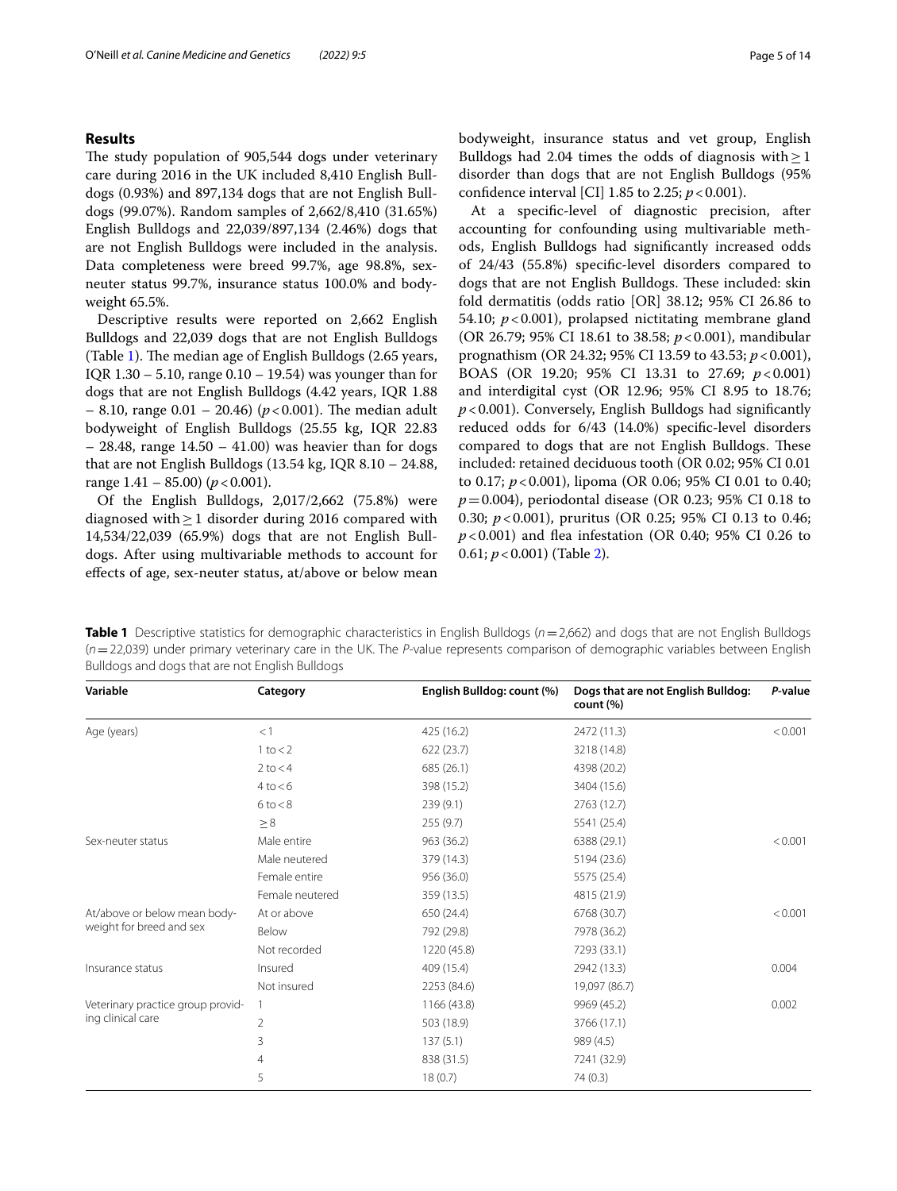## Results

The study population of 905,544 dogs under veterinary care during 2016 in the UK included 8,410 English Bulldogs (0.93%) and 897,134 dogs that are not English Bulldogs (99.07%). Random samples of 2,662/8,410 (31.65%) English Bulldogs and 22,039/897,134 (2.46%) dogs that are not English Bulldogs were included in the analysis. Data completeness were breed 99.7%, age 98.8%, sex-neuter status 99.7%, insurance status 100.0% and bodyweight 65.5%.

Descriptive results were reported on 2,662 English Bulldogs and 22,039 dogs that are not English Bulldogs (Table 1). The median age of English Bulldogs (2.65 years, IQR 1.30 – 5.10, range 0.10 – 19.54) was younger than for dogs that are not English Bulldogs (4.42 years, IQR 1.88 – 8.10, range 0.01 – 20.46) ($p<0.001$). The median adult bodyweight of English Bulldogs (25.55 kg, IQR 22.83 – 28.48, range 14.50 – 41.00) was heavier than for dogs that are not English Bulldogs (13.54 kg, IQR 8.10 – 24.88, range 1.41 – 85.00) ($p<0.001$).

Of the English Bulldogs, 2,017/2,662 (75.8%) were diagnosed with $\geq 1$ disorder during 2016 compared with 14,534/22,039 (65.9%) dogs that are not English Bulldogs. After using multivariable methods to account for effects of age, sex-neuter status, at/above or below mean bodyweight, insurance status and vet group, English Bulldogs had 2.04 times the odds of diagnosis with $\geq 1$ disorder than dogs that are not English Bulldogs (95% confidence interval [CI] 1.85 to 2.25; $p<0.001$).

At a specific-level of diagnostic precision, after accounting for confounding using multivariable methods, English Bulldogs had significantly increased odds of 24/43 (55.8%) specific-level disorders compared to dogs that are not English Bulldogs. These included: skin fold dermatitis (odds ratio [OR] 38.12; 95% CI 26.86 to 54.10; $p<0.001$), prolapsed nictitating membrane gland (OR 26.79; 95% CI 18.61 to 38.58; $p<0.001$), mandibular prognathism (OR 24.32; 95% CI 13.59 to 43.53; $p<0.001$), BOAS (OR 19.20; 95% CI 13.31 to 27.69; $p<0.001$) and interdigital cyst (OR 12.96; 95% CI 8.95 to 18.76; $p<0.001$). Conversely, English Bulldogs had significantly reduced odds for 6/43 (14.0%) specific-level disorders compared to dogs that are not English Bulldogs. These included: retained deciduous tooth (OR 0.02; 95% CI 0.01 to 0.17; $p<0.001$), lipoma (OR 0.06; 95% CI 0.01 to 0.40; $p=0.004$), periodontal disease (OR 0.23; 95% CI 0.18 to 0.30; $p<0.001$), pruritus (OR 0.25; 95% CI 0.13 to 0.46; $p<0.001$) and flea infestation (OR 0.40; 95% CI 0.26 to 0.61; $p<0.001$) (Table 2).

**Table 1** Descriptive statistics for demographic characteristics in English Bulldogs ($n=2,662$) and dogs that are not English Bulldogs ($n=22,039$) under primary veterinary care in the UK. The *P*-value represents comparison of demographic variables between English Bulldogs and dogs that are not English Bulldogs

| Variable | Category | English Bulldog: count (%) | Dogs that are not English Bulldog: count (%) | *P*-value |
|---|---|---|---|---|
| Age (years) | < 1 | 425 (16.2) | 2472 (11.3) | < 0.001 |
| | 1 to < 2 | 622 (23.7) | 3218 (14.8) | |
| | 2 to < 4 | 685 (26.1) | 4398 (20.2) | |
| | 4 to < 6 | 398 (15.2) | 3404 (15.6) | |
| | 6 to < 8 | 239 (9.1) | 2763 (12.7) | |
| | ≥ 8 | 255 (9.7) | 5541 (25.4) | |
| Sex-neuter status | Male entire | 963 (36.2) | 6388 (29.1) | < 0.001 |
| | Male neutered | 379 (14.3) | 5194 (23.6) | |
| | Female entire | 956 (36.0) | 5575 (25.4) | |
| | Female neutered | 359 (13.5) | 4815 (21.9) | |
| At/above or below mean bodyweight for breed and sex | At or above | 650 (24.4) | 6768 (30.7) | < 0.001 |
| | Below | 792 (29.8) | 7978 (36.2) | |
| | Not recorded | 1220 (45.8) | 7293 (33.1) | |
| Insurance status | Insured | 409 (15.4) | 2942 (13.3) | 0.004 |
| | Not insured | 2253 (84.6) | 19,097 (86.7) | |
| Veterinary practice group providing clinical care | 1 | 1166 (43.8) | 9969 (45.2) | 0.002 |
| | 2 | 503 (18.9) | 3766 (17.1) | |
| | 3 | 137 (5.1) | 989 (4.5) | |
| | 4 | 838 (31.5) | 7241 (32.9) | |
| | 5 | 18 (0.7) | 74 (0.3) | |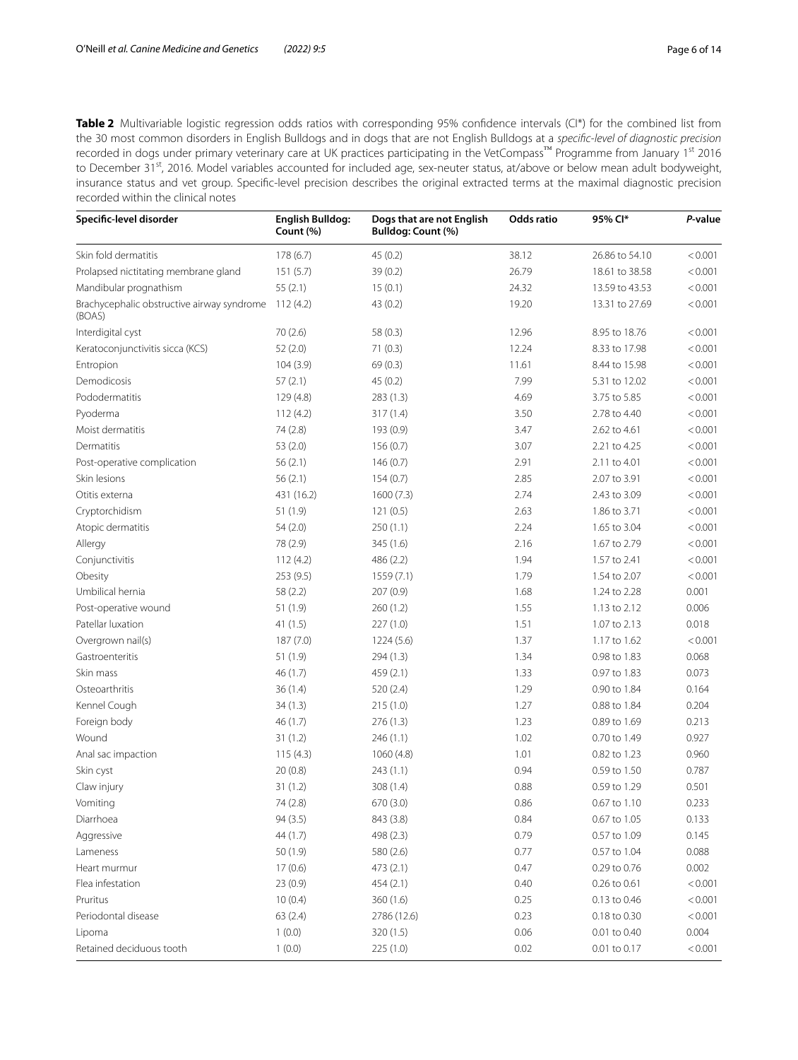**Table 2** Multivariable logistic regression odds ratios with corresponding 95% confidence intervals (CI*) for the combined list from the 30 most common disorders in English Bulldogs and in dogs that are not English Bulldogs at a *specific-level of diagnostic precision* recorded in dogs under primary veterinary care at UK practices participating in the VetCompass™ Programme from January 1st 2016 to December 31st, 2016. Model variables accounted for included age, sex-neuter status, at/above or below mean adult bodyweight, insurance status and vet group. Specific-level precision describes the original extracted terms at the maximal diagnostic precision recorded within the clinical notes

| Specific-level disorder | English Bulldog: Count (%) | Dogs that are not English Bulldog: Count (%) | Odds ratio | 95% CI* | *P*-value |
|---|---|---|---|---|---|
| Skin fold dermatitis | 178 (6.7) | 45 (0.2) | 38.12 | 26.86 to 54.10 | < 0.001 |
| Prolapsed nictitating membrane gland | 151 (5.7) | 39 (0.2) | 26.79 | 18.61 to 38.58 | < 0.001 |
| Mandibular prognathism | 55 (2.1) | 15 (0.1) | 24.32 | 13.59 to 43.53 | < 0.001 |
| Brachycephalic obstructive airway syndrome (BOAS) | 112 (4.2) | 43 (0.2) | 19.20 | 13.31 to 27.69 | < 0.001 |
| Interdigital cyst | 70 (2.6) | 58 (0.3) | 12.96 | 8.95 to 18.76 | < 0.001 |
| Keratoconjunctivitis sicca (KCS) | 52 (2.0) | 71 (0.3) | 12.24 | 8.33 to 17.98 | < 0.001 |
| Entropion | 104 (3.9) | 69 (0.3) | 11.61 | 8.44 to 15.98 | < 0.001 |
| Demodicosis | 57 (2.1) | 45 (0.2) | 7.99 | 5.31 to 12.02 | < 0.001 |
| Pododermatitis | 129 (4.8) | 283 (1.3) | 4.69 | 3.75 to 5.85 | < 0.001 |
| Pyoderma | 112 (4.2) | 317 (1.4) | 3.50 | 2.78 to 4.40 | < 0.001 |
| Moist dermatitis | 74 (2.8) | 193 (0.9) | 3.47 | 2.62 to 4.61 | < 0.001 |
| Dermatitis | 53 (2.0) | 156 (0.7) | 3.07 | 2.21 to 4.25 | < 0.001 |
| Post-operative complication | 56 (2.1) | 146 (0.7) | 2.91 | 2.11 to 4.01 | < 0.001 |
| Skin lesions | 56 (2.1) | 154 (0.7) | 2.85 | 2.07 to 3.91 | < 0.001 |
| Otitis externa | 431 (16.2) | 1600 (7.3) | 2.74 | 2.43 to 3.09 | < 0.001 |
| Cryptorchidism | 51 (1.9) | 121 (0.5) | 2.63 | 1.86 to 3.71 | < 0.001 |
| Atopic dermatitis | 54 (2.0) | 250 (1.1) | 2.24 | 1.65 to 3.04 | < 0.001 |
| Allergy | 78 (2.9) | 345 (1.6) | 2.16 | 1.67 to 2.79 | < 0.001 |
| Conjunctivitis | 112 (4.2) | 486 (2.2) | 1.94 | 1.57 to 2.41 | < 0.001 |
| Obesity | 253 (9.5) | 1559 (7.1) | 1.79 | 1.54 to 2.07 | < 0.001 |
| Umbilical hernia | 58 (2.2) | 207 (0.9) | 1.68 | 1.24 to 2.28 | 0.001 |
| Post-operative wound | 51 (1.9) | 260 (1.2) | 1.55 | 1.13 to 2.12 | 0.006 |
| Patellar luxation | 41 (1.5) | 227 (1.0) | 1.51 | 1.07 to 2.13 | 0.018 |
| Overgrown nail(s) | 187 (7.0) | 1224 (5.6) | 1.37 | 1.17 to 1.62 | < 0.001 |
| Gastroenteritis | 51 (1.9) | 294 (1.3) | 1.34 | 0.98 to 1.83 | 0.068 |
| Skin mass | 46 (1.7) | 459 (2.1) | 1.33 | 0.97 to 1.83 | 0.073 |
| Osteoarthritis | 36 (1.4) | 520 (2.4) | 1.29 | 0.90 to 1.84 | 0.164 |
| Kennel Cough | 34 (1.3) | 215 (1.0) | 1.27 | 0.88 to 1.84 | 0.204 |
| Foreign body | 46 (1.7) | 276 (1.3) | 1.23 | 0.89 to 1.69 | 0.213 |
| Wound | 31 (1.2) | 246 (1.1) | 1.02 | 0.70 to 1.49 | 0.927 |
| Anal sac impaction | 115 (4.3) | 1060 (4.8) | 1.01 | 0.82 to 1.23 | 0.960 |
| Skin cyst | 20 (0.8) | 243 (1.1) | 0.94 | 0.59 to 1.50 | 0.787 |
| Claw injury | 31 (1.2) | 308 (1.4) | 0.88 | 0.59 to 1.29 | 0.501 |
| Vomiting | 74 (2.8) | 670 (3.0) | 0.86 | 0.67 to 1.10 | 0.233 |
| Diarrhoea | 94 (3.5) | 843 (3.8) | 0.84 | 0.67 to 1.05 | 0.133 |
| Aggressive | 44 (1.7) | 498 (2.3) | 0.79 | 0.57 to 1.09 | 0.145 |
| Lameness | 50 (1.9) | 580 (2.6) | 0.77 | 0.57 to 1.04 | 0.088 |
| Heart murmur | 17 (0.6) | 473 (2.1) | 0.47 | 0.29 to 0.76 | 0.002 |
| Flea infestation | 23 (0.9) | 454 (2.1) | 0.40 | 0.26 to 0.61 | < 0.001 |
| Pruritus | 10 (0.4) | 360 (1.6) | 0.25 | 0.13 to 0.46 | < 0.001 |
| Periodontal disease | 63 (2.4) | 2786 (12.6) | 0.23 | 0.18 to 0.30 | < 0.001 |
| Lipoma | 1 (0.0) | 320 (1.5) | 0.06 | 0.01 to 0.40 | 0.004 |
| Retained deciduous tooth | 1 (0.0) | 225 (1.0) | 0.02 | 0.01 to 0.17 | < 0.001 |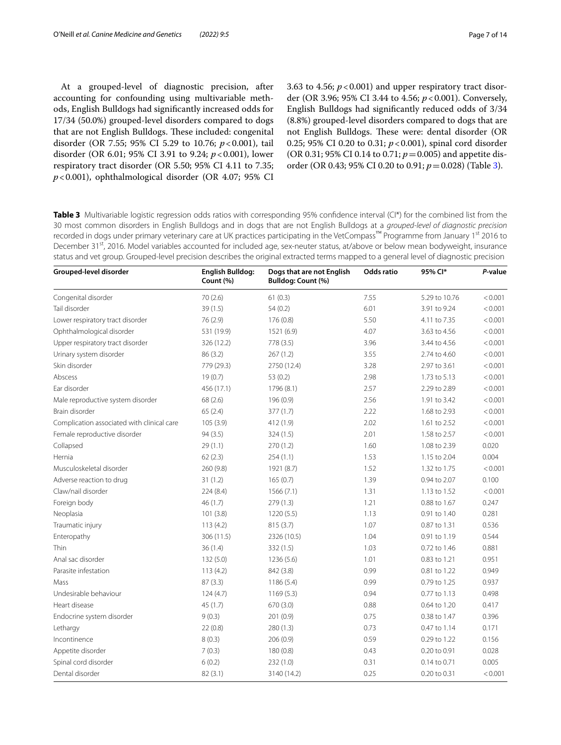At a grouped-level of diagnostic precision, after accounting for confounding using multivariable methods, English Bulldogs had significantly increased odds for 17/34 (50.0%) grouped-level disorders compared to dogs that are not English Bulldogs. These included: congenital disorder (OR 7.55; 95% CI 5.29 to 10.76; $p<0.001$), tail disorder (OR 6.01; 95% CI 3.91 to 9.24; $p<0.001$), lower respiratory tract disorder (OR 5.50; 95% CI 4.11 to 7.35; $p<0.001$), ophthalmological disorder (OR 4.07; 95% CI 3.63 to 4.56; $p<0.001$) and upper respiratory tract disorder (OR 3.96; 95% CI 3.44 to 4.56; $p<0.001$). Conversely, English Bulldogs had significantly reduced odds of 3/34 (8.8%) grouped-level disorders compared to dogs that are not English Bulldogs. These were: dental disorder (OR 0.25; 95% CI 0.20 to 0.31; $p<0.001$), spinal cord disorder (OR 0.31; 95% CI 0.14 to 0.71; $p=0.005$) and appetite disorder (OR 0.43; 95% CI 0.20 to 0.91; $p=0.028$) (Table 3).

**Table 3** Multivariable logistic regression odds ratios with corresponding 95% confidence interval (CI*) for the combined list from the 30 most common disorders in English Bulldogs and in dogs that are not English Bulldogs at a *grouped-level of diagnostic precision* recorded in dogs under primary veterinary care at UK practices participating in the VetCompass™ Programme from January 1st 2016 to December 31st, 2016. Model variables accounted for included age, sex-neuter status, at/above or below mean bodyweight, insurance status and vet group. Grouped-level precision describes the original extracted terms mapped to a general level of diagnostic precision

| Grouped-level disorder | English Bulldog: Count (%) | Dogs that are not English Bulldog: Count (%) | Odds ratio | 95% CI* | *P*-value |
|---|---|---|---|---|---|
| Congenital disorder | 70 (2.6) | 61 (0.3) | 7.55 | 5.29 to 10.76 | < 0.001 |
| Tail disorder | 39 (1.5) | 54 (0.2) | 6.01 | 3.91 to 9.24 | < 0.001 |
| Lower respiratory tract disorder | 76 (2.9) | 176 (0.8) | 5.50 | 4.11 to 7.35 | < 0.001 |
| Ophthalmological disorder | 531 (19.9) | 1521 (6.9) | 4.07 | 3.63 to 4.56 | < 0.001 |
| Upper respiratory tract disorder | 326 (12.2) | 778 (3.5) | 3.96 | 3.44 to 4.56 | < 0.001 |
| Urinary system disorder | 86 (3.2) | 267 (1.2) | 3.55 | 2.74 to 4.60 | < 0.001 |
| Skin disorder | 779 (29.3) | 2750 (12.4) | 3.28 | 2.97 to 3.61 | < 0.001 |
| Abscess | 19 (0.7) | 53 (0.2) | 2.98 | 1.73 to 5.13 | < 0.001 |
| Ear disorder | 456 (17.1) | 1796 (8.1) | 2.57 | 2.29 to 2.89 | < 0.001 |
| Male reproductive system disorder | 68 (2.6) | 196 (0.9) | 2.56 | 1.91 to 3.42 | < 0.001 |
| Brain disorder | 65 (2.4) | 377 (1.7) | 2.22 | 1.68 to 2.93 | < 0.001 |
| Complication associated with clinical care | 105 (3.9) | 412 (1.9) | 2.02 | 1.61 to 2.52 | < 0.001 |
| Female reproductive disorder | 94 (3.5) | 324 (1.5) | 2.01 | 1.58 to 2.57 | < 0.001 |
| Collapsed | 29 (1.1) | 270 (1.2) | 1.60 | 1.08 to 2.39 | 0.020 |
| Hernia | 62 (2.3) | 254 (1.1) | 1.53 | 1.15 to 2.04 | 0.004 |
| Musculoskeletal disorder | 260 (9.8) | 1921 (8.7) | 1.52 | 1.32 to 1.75 | < 0.001 |
| Adverse reaction to drug | 31 (1.2) | 165 (0.7) | 1.39 | 0.94 to 2.07 | 0.100 |
| Claw/nail disorder | 224 (8.4) | 1566 (7.1) | 1.31 | 1.13 to 1.52 | < 0.001 |
| Foreign body | 46 (1.7) | 279 (1.3) | 1.21 | 0.88 to 1.67 | 0.247 |
| Neoplasia | 101 (3.8) | 1220 (5.5) | 1.13 | 0.91 to 1.40 | 0.281 |
| Traumatic injury | 113 (4.2) | 815 (3.7) | 1.07 | 0.87 to 1.31 | 0.536 |
| Enteropathy | 306 (11.5) | 2326 (10.5) | 1.04 | 0.91 to 1.19 | 0.544 |
| Thin | 36 (1.4) | 332 (1.5) | 1.03 | 0.72 to 1.46 | 0.881 |
| Anal sac disorder | 132 (5.0) | 1236 (5.6) | 1.01 | 0.83 to 1.21 | 0.951 |
| Parasite infestation | 113 (4.2) | 842 (3.8) | 0.99 | 0.81 to 1.22 | 0.949 |
| Mass | 87 (3.3) | 1186 (5.4) | 0.99 | 0.79 to 1.25 | 0.937 |
| Undesirable behaviour | 124 (4.7) | 1169 (5.3) | 0.94 | 0.77 to 1.13 | 0.498 |
| Heart disease | 45 (1.7) | 670 (3.0) | 0.88 | 0.64 to 1.20 | 0.417 |
| Endocrine system disorder | 9 (0.3) | 201 (0.9) | 0.75 | 0.38 to 1.47 | 0.396 |
| Lethargy | 22 (0.8) | 280 (1.3) | 0.73 | 0.47 to 1.14 | 0.171 |
| Incontinence | 8 (0.3) | 206 (0.9) | 0.59 | 0.29 to 1.22 | 0.156 |
| Appetite disorder | 7 (0.3) | 180 (0.8) | 0.43 | 0.20 to 0.91 | 0.028 |
| Spinal cord disorder | 6 (0.2) | 232 (1.0) | 0.31 | 0.14 to 0.71 | 0.005 |
| Dental disorder | 82 (3.1) | 3140 (14.2) | 0.25 | 0.20 to 0.31 | < 0.001 |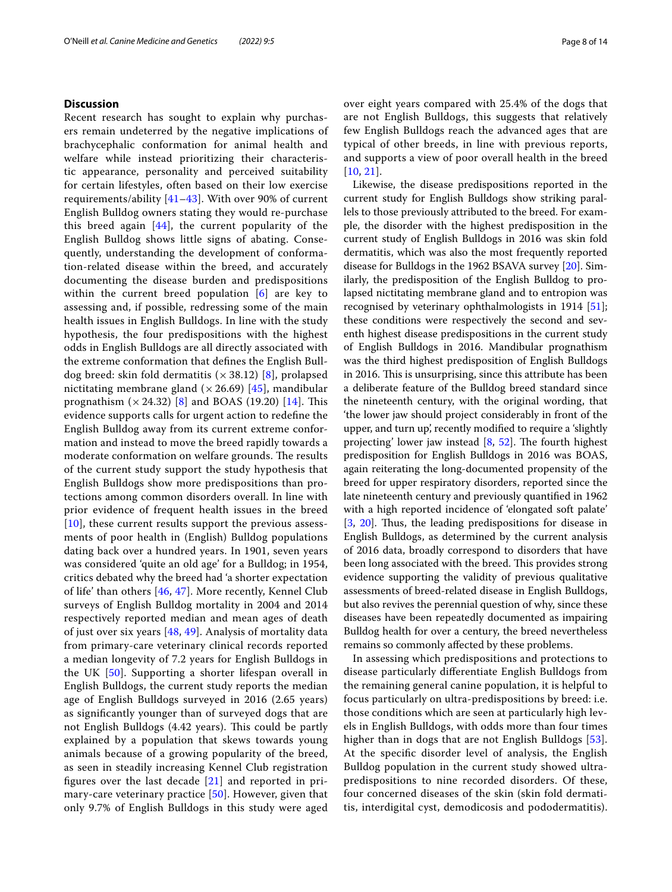## Discussion

Recent research has sought to explain why purchasers remain undeterred by the negative implications of brachycephalic conformation for animal health and welfare while instead prioritizing their characteristic appearance, personality and perceived suitability for certain lifestyles, often based on their low exercise requirements/ability [41–43]. With over 90% of current English Bulldog owners stating they would re-purchase this breed again [44], the current popularity of the English Bulldog shows little signs of abating. Consequently, understanding the development of conformation-related disease within the breed, and accurately documenting the disease burden and predispositions within the current breed population [6] are key to assessing and, if possible, redressing some of the main health issues in English Bulldogs. In line with the study hypothesis, the four predispositions with the highest odds in English Bulldogs are all directly associated with the extreme conformation that defines the English Bulldog breed: skin fold dermatitis (× 38.12) [8], prolapsed nictitating membrane gland (× 26.69) [45], mandibular prognathism (× 24.32) [8] and BOAS (19.20) [14]. This evidence supports calls for urgent action to redefine the English Bulldog away from its current extreme conformation and instead to move the breed rapidly towards a moderate conformation on welfare grounds. The results of the current study support the study hypothesis that English Bulldogs show more predispositions than protections among common disorders overall. In line with prior evidence of frequent health issues in the breed [10], these current results support the previous assessments of poor health in (English) Bulldog populations dating back over a hundred years. In 1901, seven years was considered 'quite an old age' for a Bulldog; in 1954, critics debated why the breed had 'a shorter expectation of life' than others [46, 47]. More recently, Kennel Club surveys of English Bulldog mortality in 2004 and 2014 respectively reported median and mean ages of death of just over six years [48, 49]. Analysis of mortality data from primary-care veterinary clinical records reported a median longevity of 7.2 years for English Bulldogs in the UK [50]. Supporting a shorter lifespan overall in English Bulldogs, the current study reports the median age of English Bulldogs surveyed in 2016 (2.65 years) as significantly younger than of surveyed dogs that are not English Bulldogs (4.42 years). This could be partly explained by a population that skews towards young animals because of a growing popularity of the breed, as seen in steadily increasing Kennel Club registration figures over the last decade [21] and reported in primary-care veterinary practice [50]. However, given that only 9.7% of English Bulldogs in this study were aged over eight years compared with 25.4% of the dogs that are not English Bulldogs, this suggests that relatively few English Bulldogs reach the advanced ages that are typical of other breeds, in line with previous reports, and supports a view of poor overall health in the breed [10, 21].

Likewise, the disease predispositions reported in the current study for English Bulldogs show striking parallels to those previously attributed to the breed. For example, the disorder with the highest predisposition in the current study of English Bulldogs in 2016 was skin fold dermatitis, which was also the most frequently reported disease for Bulldogs in the 1962 BSAVA survey [20]. Similarly, the predisposition of the English Bulldog to prolapsed nictitating membrane gland and to entropion was recognised by veterinary ophthalmologists in 1914 [51]; these conditions were respectively the second and seventh highest disease predispositions in the current study of English Bulldogs in 2016. Mandibular prognathism was the third highest predisposition of English Bulldogs in 2016. This is unsurprising, since this attribute has been a deliberate feature of the Bulldog breed standard since the nineteenth century, with the original wording, that 'the lower jaw should project considerably in front of the upper, and turn up', recently modified to require a 'slightly projecting' lower jaw instead [8, 52]. The fourth highest predisposition for English Bulldogs in 2016 was BOAS, again reiterating the long-documented propensity of the breed for upper respiratory disorders, reported since the late nineteenth century and previously quantified in 1962 with a high reported incidence of 'elongated soft palate' [3, 20]. Thus, the leading predispositions for disease in English Bulldogs, as determined by the current analysis of 2016 data, broadly correspond to disorders that have been long associated with the breed. This provides strong evidence supporting the validity of previous qualitative assessments of breed-related disease in English Bulldogs, but also revives the perennial question of why, since these diseases have been repeatedly documented as impairing Bulldog health for over a century, the breed nevertheless remains so commonly affected by these problems.

In assessing which predispositions and protections to disease particularly differentiate English Bulldogs from the remaining general canine population, it is helpful to focus particularly on ultra-predispositions by breed: i.e. those conditions which are seen at particularly high levels in English Bulldogs, with odds more than four times higher than in dogs that are not English Bulldogs [53]. At the specific disorder level of analysis, the English Bulldog population in the current study showed ultra-predispositions to nine recorded disorders. Of these, four concerned diseases of the skin (skin fold dermatitis, interdigital cyst, demodicosis and pododermatitis).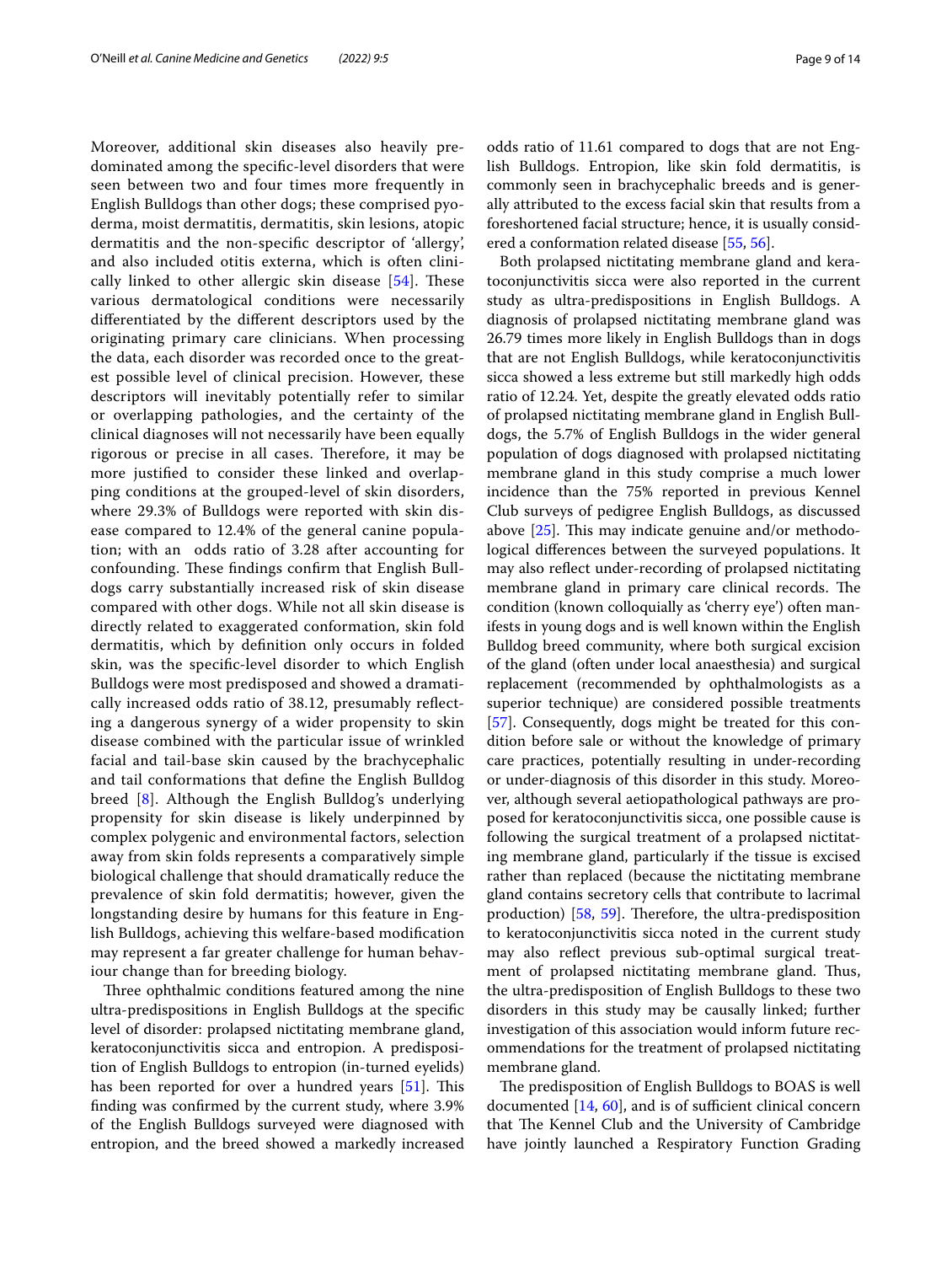Moreover, additional skin diseases also heavily predominated among the specific-level disorders that were seen between two and four times more frequently in English Bulldogs than other dogs; these comprised pyoderma, moist dermatitis, dermatitis, skin lesions, atopic dermatitis and the non-specific descriptor of 'allergy', and also included otitis externa, which is often clinically linked to other allergic skin disease [54]. These various dermatological conditions were necessarily differentiated by the different descriptors used by the originating primary care clinicians. When processing the data, each disorder was recorded once to the greatest possible level of clinical precision. However, these descriptors will inevitably potentially refer to similar or overlapping pathologies, and the certainty of the clinical diagnoses will not necessarily have been equally rigorous or precise in all cases. Therefore, it may be more justified to consider these linked and overlapping conditions at the grouped-level of skin disorders, where 29.3% of Bulldogs were reported with skin disease compared to 12.4% of the general canine population; with an odds ratio of 3.28 after accounting for confounding. These findings confirm that English Bulldogs carry substantially increased risk of skin disease compared with other dogs. While not all skin disease is directly related to exaggerated conformation, skin fold dermatitis, which by definition only occurs in folded skin, was the specific-level disorder to which English Bulldogs were most predisposed and showed a dramatically increased odds ratio of 38.12, presumably reflecting a dangerous synergy of a wider propensity to skin disease combined with the particular issue of wrinkled facial and tail-base skin caused by the brachycephalic and tail conformations that define the English Bulldog breed [8]. Although the English Bulldog's underlying propensity for skin disease is likely underpinned by complex polygenic and environmental factors, selection away from skin folds represents a comparatively simple biological challenge that should dramatically reduce the prevalence of skin fold dermatitis; however, given the longstanding desire by humans for this feature in English Bulldogs, achieving this welfare-based modification may represent a far greater challenge for human behaviour change than for breeding biology.

Three ophthalmic conditions featured among the nine ultra-predispositions in English Bulldogs at the specific level of disorder: prolapsed nictitating membrane gland, keratoconjunctivitis sicca and entropion. A predisposition of English Bulldogs to entropion (in-turned eyelids) has been reported for over a hundred years [51]. This finding was confirmed by the current study, where 3.9% of the English Bulldogs surveyed were diagnosed with entropion, and the breed showed a markedly increased odds ratio of 11.61 compared to dogs that are not English Bulldogs. Entropion, like skin fold dermatitis, is commonly seen in brachycephalic breeds and is generally attributed to the excess facial skin that results from a foreshortened facial structure; hence, it is usually considered a conformation related disease [55, 56].

Both prolapsed nictitating membrane gland and keratoconjunctivitis sicca were also reported in the current study as ultra-predispositions in English Bulldogs. A diagnosis of prolapsed nictitating membrane gland was 26.79 times more likely in English Bulldogs than in dogs that are not English Bulldogs, while keratoconjunctivitis sicca showed a less extreme but still markedly high odds ratio of 12.24. Yet, despite the greatly elevated odds ratio of prolapsed nictitating membrane gland in English Bulldogs, the 5.7% of English Bulldogs in the wider general population of dogs diagnosed with prolapsed nictitating membrane gland in this study comprise a much lower incidence than the 75% reported in previous Kennel Club surveys of pedigree English Bulldogs, as discussed above [25]. This may indicate genuine and/or methodological differences between the surveyed populations. It may also reflect under-recording of prolapsed nictitating membrane gland in primary care clinical records. The condition (known colloquially as 'cherry eye') often manifests in young dogs and is well known within the English Bulldog breed community, where both surgical excision of the gland (often under local anaesthesia) and surgical replacement (recommended by ophthalmologists as a superior technique) are considered possible treatments [57]. Consequently, dogs might be treated for this condition before sale or without the knowledge of primary care practices, potentially resulting in under-recording or under-diagnosis of this disorder in this study. Moreover, although several aetiopathological pathways are proposed for keratoconjunctivitis sicca, one possible cause is following the surgical treatment of a prolapsed nictitating membrane gland, particularly if the tissue is excised rather than replaced (because the nictitating membrane gland contains secretory cells that contribute to lacrimal production) [58, 59]. Therefore, the ultra-predisposition to keratoconjunctivitis sicca noted in the current study may also reflect previous sub-optimal surgical treatment of prolapsed nictitating membrane gland. Thus, the ultra-predisposition of English Bulldogs to these two disorders in this study may be causally linked; further investigation of this association would inform future recommendations for the treatment of prolapsed nictitating membrane gland.

The predisposition of English Bulldogs to BOAS is well documented [14, 60], and is of sufficient clinical concern that The Kennel Club and the University of Cambridge have jointly launched a Respiratory Function Grading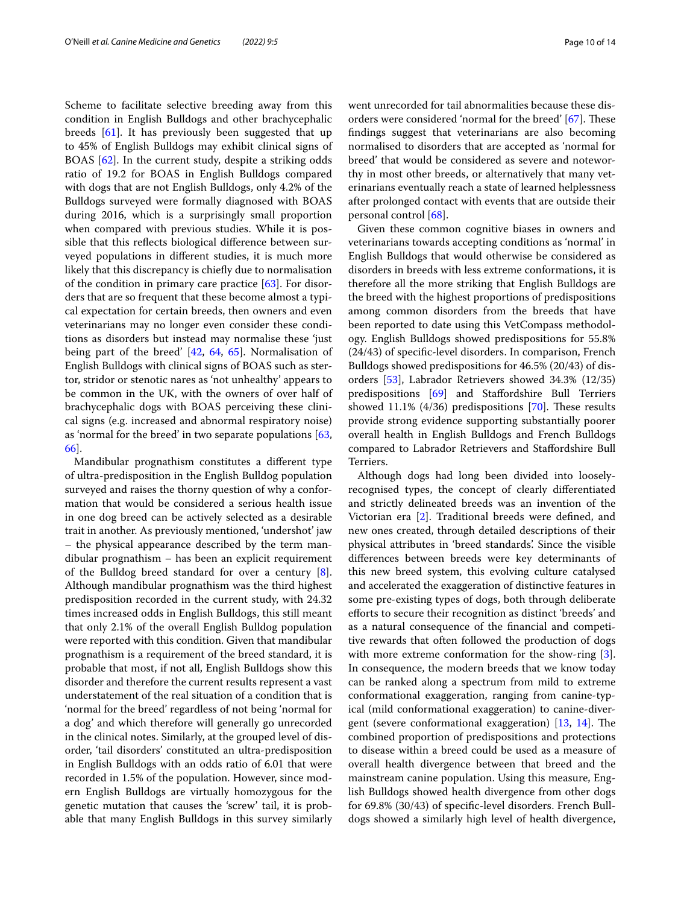Scheme to facilitate selective breeding away from this condition in English Bulldogs and other brachycephalic breeds [61]. It has previously been suggested that up to 45% of English Bulldogs may exhibit clinical signs of BOAS [62]. In the current study, despite a striking odds ratio of 19.2 for BOAS in English Bulldogs compared with dogs that are not English Bulldogs, only 4.2% of the Bulldogs surveyed were formally diagnosed with BOAS during 2016, which is a surprisingly small proportion when compared with previous studies. While it is possible that this reflects biological difference between surveyed populations in different studies, it is much more likely that this discrepancy is chiefly due to normalisation of the condition in primary care practice [63]. For disorders that are so frequent that these become almost a typical expectation for certain breeds, then owners and even veterinarians may no longer even consider these conditions as disorders but instead may normalise these 'just being part of the breed' [42, 64, 65]. Normalisation of English Bulldogs with clinical signs of BOAS such as stertor, stridor or stenotic nares as 'not unhealthy' appears to be common in the UK, with the owners of over half of brachycephalic dogs with BOAS perceiving these clinical signs (e.g. increased and abnormal respiratory noise) as 'normal for the breed' in two separate populations [63, 66].

Mandibular prognathism constitutes a different type of ultra-predisposition in the English Bulldog population surveyed and raises the thorny question of why a conformation that would be considered a serious health issue in one dog breed can be actively selected as a desirable trait in another. As previously mentioned, 'undershot' jaw – the physical appearance described by the term mandibular prognathism – has been an explicit requirement of the Bulldog breed standard for over a century [8]. Although mandibular prognathism was the third highest predisposition recorded in the current study, with 24.32 times increased odds in English Bulldogs, this still meant that only 2.1% of the overall English Bulldog population were reported with this condition. Given that mandibular prognathism is a requirement of the breed standard, it is probable that most, if not all, English Bulldogs show this disorder and therefore the current results represent a vast understatement of the real situation of a condition that is 'normal for the breed' regardless of not being 'normal for a dog' and which therefore will generally go unrecorded in the clinical notes. Similarly, at the grouped level of disorder, 'tail disorders' constituted an ultra-predisposition in English Bulldogs with an odds ratio of 6.01 that were recorded in 1.5% of the population. However, since modern English Bulldogs are virtually homozygous for the genetic mutation that causes the 'screw' tail, it is probable that many English Bulldogs in this survey similarly went unrecorded for tail abnormalities because these disorders were considered 'normal for the breed' [67]. These findings suggest that veterinarians are also becoming normalised to disorders that are accepted as 'normal for breed' that would be considered as severe and noteworthy in most other breeds, or alternatively that many veterinarians eventually reach a state of learned helplessness after prolonged contact with events that are outside their personal control [68].

Given these common cognitive biases in owners and veterinarians towards accepting conditions as 'normal' in English Bulldogs that would otherwise be considered as disorders in breeds with less extreme conformations, it is therefore all the more striking that English Bulldogs are the breed with the highest proportions of predispositions among common disorders from the breeds that have been reported to date using this VetCompass methodology. English Bulldogs showed predispositions for 55.8% (24/43) of specific-level disorders. In comparison, French Bulldogs showed predispositions for 46.5% (20/43) of disorders [53], Labrador Retrievers showed 34.3% (12/35) predispositions [69] and Staffordshire Bull Terriers showed 11.1% (4/36) predispositions [70]. These results provide strong evidence supporting substantially poorer overall health in English Bulldogs and French Bulldogs compared to Labrador Retrievers and Staffordshire Bull Terriers.

Although dogs had long been divided into loosely-recognised types, the concept of clearly differentiated and strictly delineated breeds was an invention of the Victorian era [2]. Traditional breeds were defined, and new ones created, through detailed descriptions of their physical attributes in 'breed standards'. Since the visible differences between breeds were key determinants of this new breed system, this evolving culture catalysed and accelerated the exaggeration of distinctive features in some pre-existing types of dogs, both through deliberate efforts to secure their recognition as distinct 'breeds' and as a natural consequence of the financial and competitive rewards that often followed the production of dogs with more extreme conformation for the show-ring [3]. In consequence, the modern breeds that we know today can be ranked along a spectrum from mild to extreme conformational exaggeration, ranging from canine-typical (mild conformational exaggeration) to canine-divergent (severe conformational exaggeration) [13, 14]. The combined proportion of predispositions and protections to disease within a breed could be used as a measure of overall health divergence between that breed and the mainstream canine population. Using this measure, English Bulldogs showed health divergence from other dogs for 69.8% (30/43) of specific-level disorders. French Bulldogs showed a similarly high level of health divergence,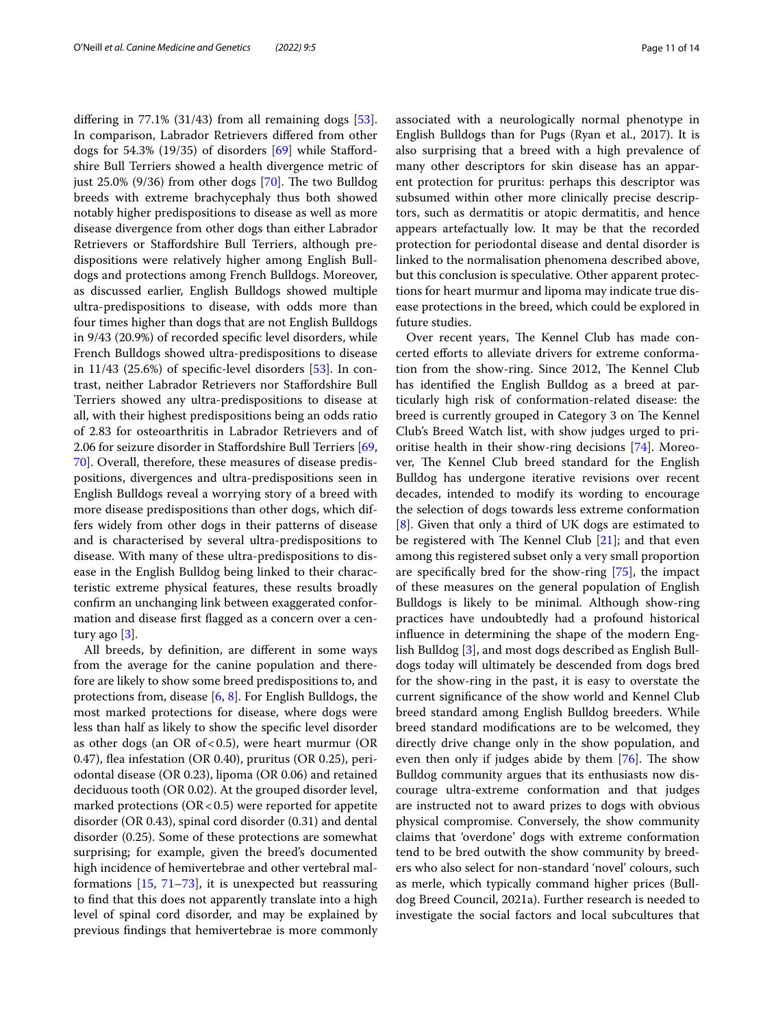differing in 77.1% (31/43) from all remaining dogs [53]. In comparison, Labrador Retrievers differed from other dogs for 54.3% (19/35) of disorders [69] while Staffordshire Bull Terriers showed a health divergence metric of just 25.0% (9/36) from other dogs [70]. The two Bulldog breeds with extreme brachycephaly thus both showed notably higher predispositions to disease as well as more disease divergence from other dogs than either Labrador Retrievers or Staffordshire Bull Terriers, although predispositions were relatively higher among English Bulldogs and protections among French Bulldogs. Moreover, as discussed earlier, English Bulldogs showed multiple ultra-predispositions to disease, with odds more than four times higher than dogs that are not English Bulldogs in 9/43 (20.9%) of recorded specific level disorders, while French Bulldogs showed ultra-predispositions to disease in 11/43 (25.6%) of specific-level disorders [53]. In contrast, neither Labrador Retrievers nor Staffordshire Bull Terriers showed any ultra-predispositions to disease at all, with their highest predispositions being an odds ratio of 2.83 for osteoarthritis in Labrador Retrievers and of 2.06 for seizure disorder in Staffordshire Bull Terriers [69, 70]. Overall, therefore, these measures of disease predispositions, divergences and ultra-predispositions seen in English Bulldogs reveal a worrying story of a breed with more disease predispositions than other dogs, which differs widely from other dogs in their patterns of disease and is characterised by several ultra-predispositions to disease. With many of these ultra-predispositions to disease in the English Bulldog being linked to their characteristic extreme physical features, these results broadly confirm an unchanging link between exaggerated conformation and disease first flagged as a concern over a century ago [3].

All breeds, by definition, are different in some ways from the average for the canine population and therefore are likely to show some breed predispositions to, and protections from, disease [6, 8]. For English Bulldogs, the most marked protections for disease, where dogs were less than half as likely to show the specific level disorder as other dogs (an OR of < 0.5), were heart murmur (OR 0.47), flea infestation (OR 0.40), pruritus (OR 0.25), periodontal disease (OR 0.23), lipoma (OR 0.06) and retained deciduous tooth (OR 0.02). At the grouped disorder level, marked protections (OR < 0.5) were reported for appetite disorder (OR 0.43), spinal cord disorder (0.31) and dental disorder (0.25). Some of these protections are somewhat surprising; for example, given the breed's documented high incidence of hemivertebrae and other vertebral malformations [15, 71–73], it is unexpected but reassuring to find that this does not apparently translate into a high level of spinal cord disorder, and may be explained by previous findings that hemivertebrae is more commonly associated with a neurologically normal phenotype in English Bulldogs than for Pugs (Ryan et al., 2017). It is also surprising that a breed with a high prevalence of many other descriptors for skin disease has an apparent protection for pruritus: perhaps this descriptor was subsumed within other more clinically precise descriptors, such as dermatitis or atopic dermatitis, and hence appears artefactually low. It may be that the recorded protection for periodontal disease and dental disorder is linked to the normalisation phenomena described above, but this conclusion is speculative. Other apparent protections for heart murmur and lipoma may indicate true disease protections in the breed, which could be explored in future studies.

Over recent years, The Kennel Club has made concerted efforts to alleviate drivers for extreme conformation from the show-ring. Since 2012, The Kennel Club has identified the English Bulldog as a breed at particularly high risk of conformation-related disease: the breed is currently grouped in Category 3 on The Kennel Club's Breed Watch list, with show judges urged to prioritise health in their show-ring decisions [74]. Moreover, The Kennel Club breed standard for the English Bulldog has undergone iterative revisions over recent decades, intended to modify its wording to encourage the selection of dogs towards less extreme conformation [8]. Given that only a third of UK dogs are estimated to be registered with The Kennel Club [21]; and that even among this registered subset only a very small proportion are specifically bred for the show-ring [75], the impact of these measures on the general population of English Bulldogs is likely to be minimal. Although show-ring practices have undoubtedly had a profound historical influence in determining the shape of the modern English Bulldog [3], and most dogs described as English Bulldogs today will ultimately be descended from dogs bred for the show-ring in the past, it is easy to overstate the current significance of the show world and Kennel Club breed standard among English Bulldog breeders. While breed standard modifications are to be welcomed, they directly drive change only in the show population, and even then only if judges abide by them [76]. The show Bulldog community argues that its enthusiasts now discourage ultra-extreme conformation and that judges are instructed not to award prizes to dogs with obvious physical compromise. Conversely, the show community claims that 'overdone' dogs with extreme conformation tend to be bred outwith the show community by breeders who also select for non-standard 'novel' colours, such as merle, which typically command higher prices (Bulldog Breed Council, 2021a). Further research is needed to investigate the social factors and local subcultures that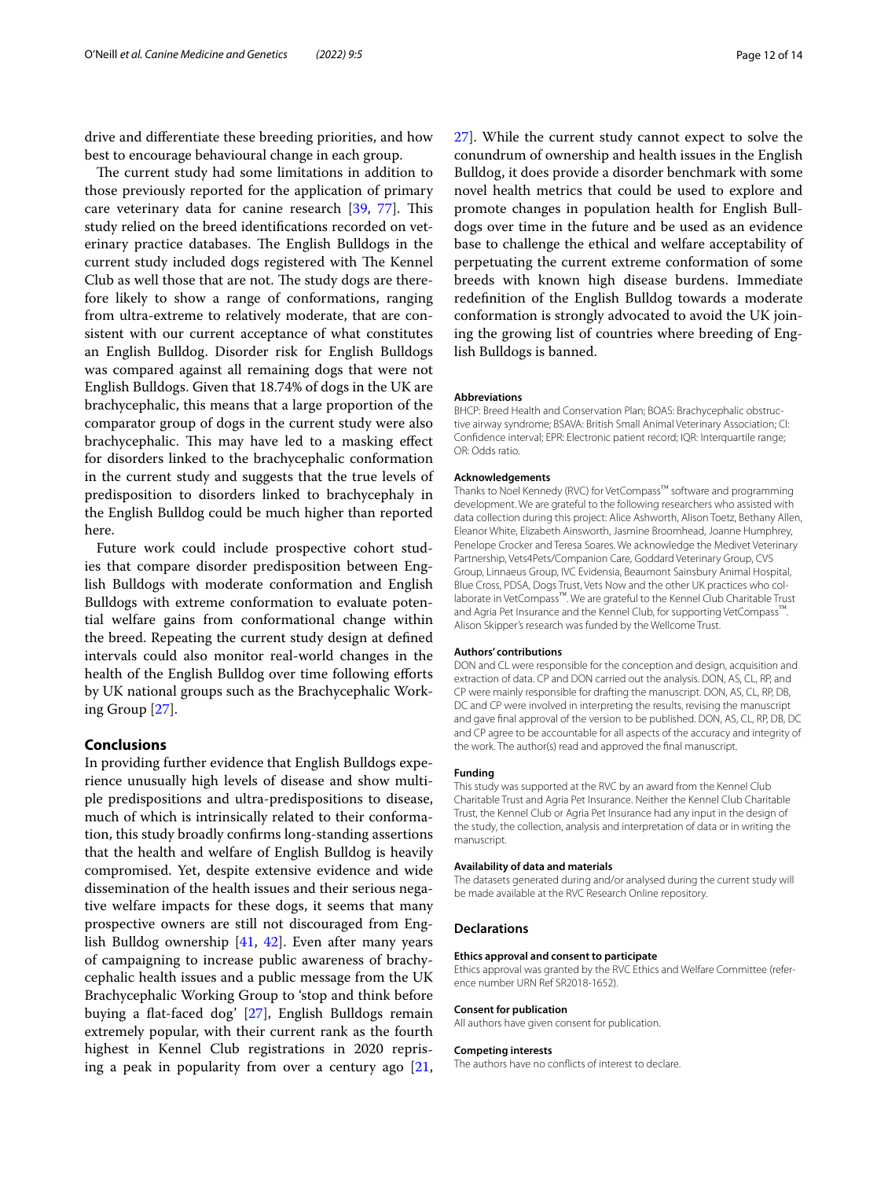drive and differentiate these breeding priorities, and how best to encourage behavioural change in each group.

The current study had some limitations in addition to those previously reported for the application of primary care veterinary data for canine research [39, 77]. This study relied on the breed identifications recorded on veterinary practice databases. The English Bulldogs in the current study included dogs registered with The Kennel Club as well those that are not. The study dogs are therefore likely to show a range of conformations, ranging from ultra-extreme to relatively moderate, that are consistent with our current acceptance of what constitutes an English Bulldog. Disorder risk for English Bulldogs was compared against all remaining dogs that were not English Bulldogs. Given that 18.74% of dogs in the UK are brachycephalic, this means that a large proportion of the comparator group of dogs in the current study were also brachycephalic. This may have led to a masking effect for disorders linked to the brachycephalic conformation in the current study and suggests that the true levels of predisposition to disorders linked to brachycephaly in the English Bulldog could be much higher than reported here.

Future work could include prospective cohort studies that compare disorder predisposition between English Bulldogs with moderate conformation and English Bulldogs with extreme conformation to evaluate potential welfare gains from conformational change within the breed. Repeating the current study design at defined intervals could also monitor real-world changes in the health of the English Bulldog over time following efforts by UK national groups such as the Brachycephalic Working Group [27].

## Conclusions

In providing further evidence that English Bulldogs experience unusually high levels of disease and show multiple predispositions and ultra-predispositions to disease, much of which is intrinsically related to their conformation, this study broadly confirms long-standing assertions that the health and welfare of English Bulldog is heavily compromised. Yet, despite extensive evidence and wide dissemination of the health issues and their serious negative welfare impacts for these dogs, it seems that many prospective owners are still not discouraged from English Bulldog ownership [41, 42]. Even after many years of campaigning to increase public awareness of brachycephalic health issues and a public message from the UK Brachycephalic Working Group to 'stop and think before buying a flat-faced dog' [27], English Bulldogs remain extremely popular, with their current rank as the fourth highest in Kennel Club registrations in 2020 reprising a peak in popularity from over a century ago [21, 27]. While the current study cannot expect to solve the conundrum of ownership and health issues in the English Bulldog, it does provide a disorder benchmark with some novel health metrics that could be used to explore and promote changes in population health for English Bulldogs over time in the future and be used as an evidence base to challenge the ethical and welfare acceptability of perpetuating the current extreme conformation of some breeds with known high disease burdens. Immediate redefinition of the English Bulldog towards a moderate conformation is strongly advocated to avoid the UK joining the growing list of countries where breeding of English Bulldogs is banned.

### Abbreviations

BHCP: Breed Health and Conservation Plan; BOAS: Brachycephalic obstructive airway syndrome; BSAVA: British Small Animal Veterinary Association; CI: Confidence interval; EPR: Electronic patient record; IQR: Interquartile range; OR: Odds ratio.

### Acknowledgements

Thanks to Noel Kennedy (RVC) for VetCompass™ software and programming development. We are grateful to the following researchers who assisted with data collection during this project: Alice Ashworth, Alison Toetz, Bethany Allen, Eleanor White, Elizabeth Ainsworth, Jasmine Broomhead, Joanne Humphrey, Penelope Crocker and Teresa Soares. We acknowledge the Medivet Veterinary Partnership, Vets4Pets/Companion Care, Goddard Veterinary Group, CVS Group, Linnaeus Group, IVC Evidensia, Beaumont Sainsbury Animal Hospital, Blue Cross, PDSA, Dogs Trust, Vets Now and the other UK practices who collaborate in VetCompass™. We are grateful to the Kennel Club Charitable Trust and Agria Pet Insurance and the Kennel Club, for supporting VetCompass™. Alison Skipper's research was funded by the Wellcome Trust.

### Authors' contributions

DON and CL were responsible for the conception and design, acquisition and extraction of data. CP and DON carried out the analysis. DON, AS, CL, RP, and CP were mainly responsible for drafting the manuscript. DON, AS, CL, RP, DB, DC and CP were involved in interpreting the results, revising the manuscript and gave final approval of the version to be published. DON, AS, CL, RP, DB, DC and CP agree to be accountable for all aspects of the accuracy and integrity of the work. The author(s) read and approved the final manuscript.

### Funding

This study was supported at the RVC by an award from the Kennel Club Charitable Trust and Agria Pet Insurance. Neither the Kennel Club Charitable Trust, the Kennel Club or Agria Pet Insurance had any input in the design of the study, the collection, analysis and interpretation of data or in writing the manuscript.

### Availability of data and materials

The datasets generated during and/or analysed during the current study will be made available at the RVC Research Online repository.

## Declarations

### Ethics approval and consent to participate

Ethics approval was granted by the RVC Ethics and Welfare Committee (reference number URN Ref SR2018-1652).

### Consent for publication

All authors have given consent for publication.

### Competing interests

The authors have no conflicts of interest to declare.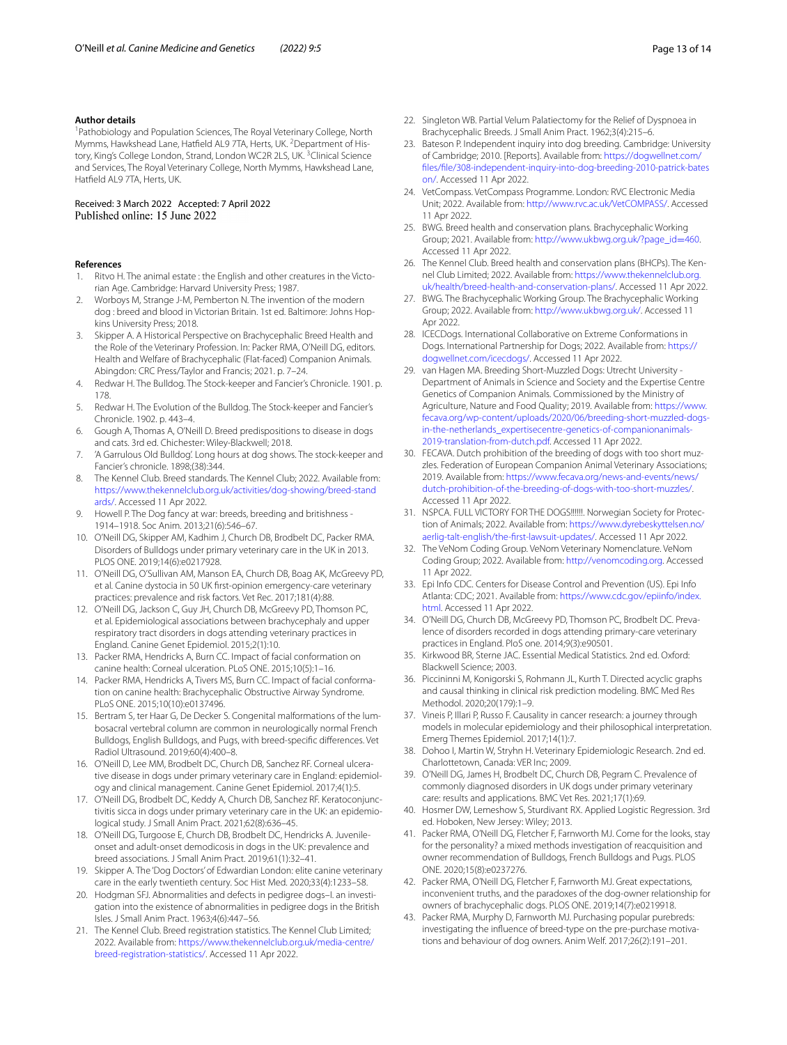### Author details

[1]Pathobiology and Population Sciences, The Royal Veterinary College, North Mymms, Hawkshead Lane, Hatfield AL9 7TA, Herts, UK. [2]Department of History, King's College London, Strand, London WC2R 2LS, UK. [3]Clinical Science and Services, The Royal Veterinary College, North Mymms, Hawkshead Lane, Hatfield AL9 7TA, Herts, UK.

Received: 3 March 2022 Accepted: 7 April 2022
Published online: 15 June 2022

### References

1. Ritvo H. The animal estate : the English and other creatures in the Victorian Age. Cambridge: Harvard University Press; 1987.
2. Worboys M, Strange J-M, Pemberton N. The invention of the modern dog : breed and blood in Victorian Britain. 1st ed. Baltimore: Johns Hopkins University Press; 2018.
3. Skipper A. A Historical Perspective on Brachycephalic Breed Health and the Role of the Veterinary Profession. In: Packer RMA, O'Neill DG, editors. Health and Welfare of Brachycephalic (Flat-faced) Companion Animals. Abingdon: CRC Press/Taylor and Francis; 2021. p. 7–24.
4. Redwar H. The Bulldog. The Stock-keeper and Fancier's Chronicle. 1901. p. 178.
5. Redwar H. The Evolution of the Bulldog. The Stock-keeper and Fancier's Chronicle. 1902. p. 443–4.
6. Gough A, Thomas A, O'Neill D. Breed predispositions to disease in dogs and cats. 3rd ed. Chichester: Wiley-Blackwell; 2018.
7. 'A Garrulous Old Bulldog'. Long hours at dog shows. The stock-keeper and Fancier's chronicle. 1898;(38):344.
8. The Kennel Club. Breed standards. The Kennel Club; 2022. Available from: https://www.thekennelclub.org.uk/activities/dog-showing/breed-standards/. Accessed 11 Apr 2022.
9. Howell P. The Dog fancy at war: breeds, breeding and britishness - 1914–1918. Soc Anim. 2013;21(6):546–67.
10. O'Neill DG, Skipper AM, Kadhim J, Church DB, Brodbelt DC, Packer RMA. Disorders of Bulldogs under primary veterinary care in the UK in 2013. PLOS ONE. 2019;14(6):e0217928.
11. O'Neill DG, O'Sullivan AM, Manson EA, Church DB, Boag AK, McGreevy PD, et al. Canine dystocia in 50 UK first-opinion emergency-care veterinary practices: prevalence and risk factors. Vet Rec. 2017;181(4):88.
12. O'Neill DG, Jackson C, Guy JH, Church DB, McGreevy PD, Thomson PC, et al. Epidemiological associations between brachycephaly and upper respiratory tract disorders in dogs attending veterinary practices in England. Canine Genet Epidemiol. 2015;2(1):10.
13. Packer RMA, Hendricks A, Burn CC. Impact of facial conformation on canine health: Corneal ulceration. PLoS ONE. 2015;10(5):1–16.
14. Packer RMA, Hendricks A, Tivers MS, Burn CC. Impact of facial conformation on canine health: Brachycephalic Obstructive Airway Syndrome. PLoS ONE. 2015;10(10):e0137496.
15. Bertram S, ter Haar G, De Decker S. Congenital malformations of the lumbosacral vertebral column are common in neurologically normal French Bulldogs, English Bulldogs, and Pugs, with breed-specific differences. Vet Radiol Ultrasound. 2019;60(4):400–8.
16. O'Neill D, Lee MM, Brodbelt DC, Church DB, Sanchez RF. Corneal ulcerative disease in dogs under primary veterinary care in England: epidemiology and clinical management. Canine Genet Epidemiol. 2017;4(1):5.
17. O'Neill DG, Brodbelt DC, Keddy A, Church DB, Sanchez RF. Keratoconjunctivitis sicca in dogs under primary veterinary care in the UK: an epidemiological study. J Small Anim Pract. 2021;62(8):636–45.
18. O'Neill DG, Turgoose E, Church DB, Brodbelt DC, Hendricks A. Juvenile-onset and adult-onset demodicosis in dogs in the UK: prevalence and breed associations. J Small Anim Pract. 2019;61(1):32–41.
19. Skipper A. The 'Dog Doctors' of Edwardian London: elite canine veterinary care in the early twentieth century. Soc Hist Med. 2020;33(4):1233–58.
20. Hodgman SFJ. Abnormalities and defects in pedigree dogs–I. an investigation into the existence of abnormalities in pedigree dogs in the British Isles. J Small Anim Pract. 1963;4(6):447–56.
21. The Kennel Club. Breed registration statistics. The Kennel Club Limited; 2022. Available from: https://www.thekennelclub.org.uk/media-centre/breed-registration-statistics/. Accessed 11 Apr 2022.
22. Singleton WB. Partial Velum Palatiectomy for the Relief of Dyspnoea in Brachycephalic Breeds. J Small Anim Pract. 1962;3(4):215–6.
23. Bateson P. Independent inquiry into dog breeding. Cambridge: University of Cambridge; 2010. [Reports]. Available from: https://dogwellnet.com/files/file/308-independent-inquiry-into-dog-breeding-2010-patrick-bateson/. Accessed 11 Apr 2022.
24. VetCompass. VetCompass Programme. London: RVC Electronic Media Unit; 2022. Available from: http://www.rvc.ac.uk/VetCOMPASS/. Accessed 11 Apr 2022.
25. BWG. Breed health and conservation plans. Brachycephalic Working Group; 2021. Available from: http://www.ukbwg.org.uk/?page_id=460. Accessed 11 Apr 2022.
26. The Kennel Club. Breed health and conservation plans (BHCPs). The Kennel Club Limited; 2022. Available from: https://www.thekennelclub.org.uk/health/breed-health-and-conservation-plans/. Accessed 11 Apr 2022.
27. BWG. The Brachycephalic Working Group. The Brachycephalic Working Group; 2022. Available from: http://www.ukbwg.org.uk/. Accessed 11 Apr 2022.
28. ICECDogs. International Collaborative on Extreme Conformations in Dogs. International Partnership for Dogs; 2022. Available from: https://dogwellnet.com/icecdogs/. Accessed 11 Apr 2022.
29. van Hagen MA. Breeding Short-Muzzled Dogs: Utrecht University - Department of Animals in Science and Society and the Expertise Centre Genetics of Companion Animals. Commissioned by the Ministry of Agriculture, Nature and Food Quality; 2019. Available from: https://www.fecava.org/wp-content/uploads/2020/06/breeding-short-muzzled-dogs-in-the-netherlands_expertisecentre-genetics-of-companionanimals-2019-translation-from-dutch.pdf. Accessed 11 Apr 2022.
30. FECAVA. Dutch prohibition of the breeding of dogs with too short muzzles. Federation of European Companion Animal Veterinary Associations; 2019. Available from: https://www.fecava.org/news-and-events/news/dutch-prohibition-of-the-breeding-of-dogs-with-too-short-muzzles/. Accessed 11 Apr 2022.
31. NSPCA. FULL VICTORY FOR THE DOGS!!!!!!. Norwegian Society for Protection of Animals; 2022. Available from: https://www.dyrebeskyttelsen.no/aerlig-talt-english/the-first-lawsuit-updates/. Accessed 11 Apr 2022.
32. The VeNom Coding Group. VeNom Veterinary Nomenclature. VeNom Coding Group; 2022. Available from: http://venomcoding.org. Accessed 11 Apr 2022.
33. Epi Info CDC. Centers for Disease Control and Prevention (US). Epi Info Atlanta: CDC; 2021. Available from: https://www.cdc.gov/epiinfo/index.html. Accessed 11 Apr 2022.
34. O'Neill DG, Church DB, McGreevy PD, Thomson PC, Brodbelt DC. Prevalence of disorders recorded in dogs attending primary-care veterinary practices in England. PloS one. 2014;9(3):e90501.
35. Kirkwood BR, Sterne JAC. Essential Medical Statistics. 2nd ed. Oxford: Blackwell Science; 2003.
36. Piccininni M, Konigorski S, Rohmann JL, Kurth T. Directed acyclic graphs and causal thinking in clinical risk prediction modeling. BMC Med Res Methodol. 2020;20(179):1–9.
37. Vineis P, Illari P, Russo F. Causality in cancer research: a journey through models in molecular epidemiology and their philosophical interpretation. Emerg Themes Epidemiol. 2017;14(1):7.
38. Dohoo I, Martin W, Stryhn H. Veterinary Epidemiologic Research. 2nd ed. Charlottetown, Canada: VER Inc; 2009.
39. O'Neill DG, James H, Brodbelt DC, Church DB, Pegram C. Prevalence of commonly diagnosed disorders in UK dogs under primary veterinary care: results and applications. BMC Vet Res. 2021;17(1):69.
40. Hosmer DW, Lemeshow S, Sturdivant RX. Applied Logistic Regression. 3rd ed. Hoboken, New Jersey: Wiley; 2013.
41. Packer RMA, O'Neill DG, Fletcher F, Farnworth MJ. Come for the looks, stay for the personality? a mixed methods investigation of reacquisition and owner recommendation of Bulldogs, French Bulldogs and Pugs. PLOS ONE. 2020;15(8):e0237276.
42. Packer RMA, O'Neill DG, Fletcher F, Farnworth MJ. Great expectations, inconvenient truths, and the paradoxes of the dog-owner relationship for owners of brachycephalic dogs. PLOS ONE. 2019;14(7):e0219918.
43. Packer RMA, Murphy D, Farnworth MJ. Purchasing popular purebreds: investigating the influence of breed-type on the pre-purchase motivations and behaviour of dog owners. Anim Welf. 2017;26(2):191–201.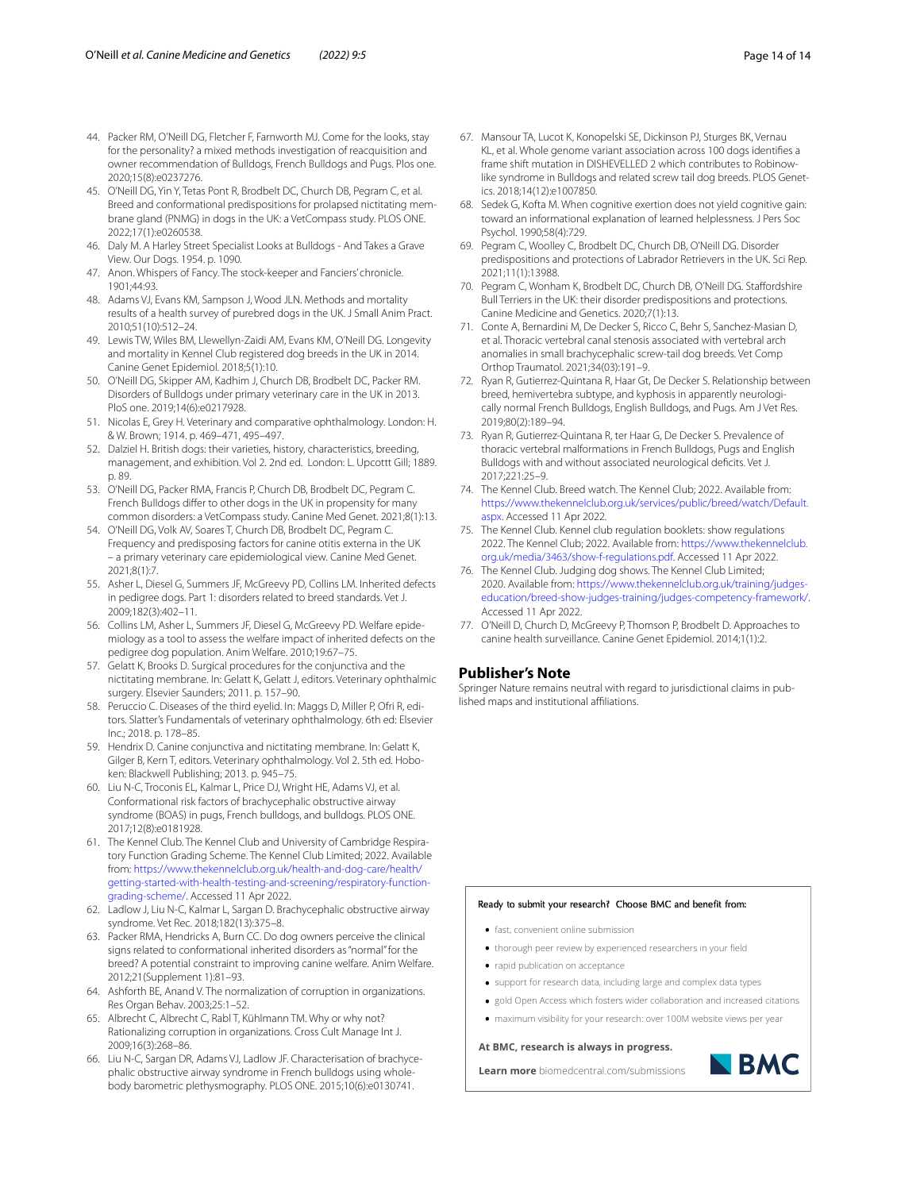44. Packer RM, O'Neill DG, Fletcher F, Farnworth MJ. Come for the looks, stay for the personality? a mixed methods investigation of reacquisition and owner recommendation of Bulldogs, French Bulldogs and Pugs. Plos one. 2020;15(8):e0237276.
45. O'Neill DG, Yin Y, Tetas Pont R, Brodbelt DC, Church DB, Pegram C, et al. Breed and conformational predispositions for prolapsed nictitating membrane gland (PNMG) in dogs in the UK: a VetCompass study. PLOS ONE. 2022;17(1):e0260538.
46. Daly M. A Harley Street Specialist Looks at Bulldogs - And Takes a Grave View. Our Dogs. 1954. p. 1090.
47. Anon. Whispers of Fancy. The stock-keeper and Fanciers' chronicle. 1901;44:93.
48. Adams VJ, Evans KM, Sampson J, Wood JLN. Methods and mortality results of a health survey of purebred dogs in the UK. J Small Anim Pract. 2010;51(10):512–24.
49. Lewis TW, Wiles BM, Llewellyn-Zaidi AM, Evans KM, O'Neill DG. Longevity and mortality in Kennel Club registered dog breeds in the UK in 2014. Canine Genet Epidemiol. 2018;5(1):10.
50. O'Neill DG, Skipper AM, Kadhim J, Church DB, Brodbelt DC, Packer RM. Disorders of Bulldogs under primary veterinary care in the UK in 2013. PloS one. 2019;14(6):e0217928.
51. Nicolas E, Grey H. Veterinary and comparative ophthalmology. London: H. & W. Brown; 1914. p. 469–471, 495–497.
52. Dalziel H. British dogs: their varieties, history, characteristics, breeding, management, and exhibition. Vol 2. 2nd ed. London: L. Upcott Gill; 1889. p. 89.
53. O'Neill DG, Packer RMA, Francis P, Church DB, Brodbelt DC, Pegram C. French Bulldogs differ to other dogs in the UK in propensity for many common disorders: a VetCompass study. Canine Med Genet. 2021;8(1):13.
54. O'Neill DG, Volk AV, Soares T, Church DB, Brodbelt DC, Pegram C. Frequency and predisposing factors for canine otitis externa in the UK – a primary veterinary care epidemiological view. Canine Med Genet. 2021;8(1):7.
55. Asher L, Diesel G, Summers JF, McGreevy PD, Collins LM. Inherited defects in pedigree dogs. Part 1: disorders related to breed standards. Vet J. 2009;182(3):402–11.
56. Collins LM, Asher L, Summers JF, Diesel G, McGreevy PD. Welfare epidemiology as a tool to assess the welfare impact of inherited defects on the pedigree dog population. Anim Welfare. 2010;19:67–75.
57. Gelatt K, Brooks D. Surgical procedures for the conjunctiva and the nictitating membrane. In: Gelatt K, Gelatt J, editors. Veterinary ophthalmic surgery. Elsevier Saunders; 2011. p. 157–90.
58. Peruccio C. Diseases of the third eyelid. In: Maggs D, Miller P, Ofri R, editors. Slatter's Fundamentals of veterinary ophthalmology. 6th ed: Elsevier Inc.; 2018. p. 178–85.
59. Hendrix D. Canine conjunctiva and nictitating membrane. In: Gelatt K, Gilger B, Kern T, editors. Veterinary ophthalmology. Vol 2. 5th ed. Hoboken: Blackwell Publishing; 2013. p. 945–75.
60. Liu N-C, Troconis EL, Kalmar L, Price DJ, Wright HE, Adams VJ, et al. Conformational risk factors of brachycephalic obstructive airway syndrome (BOAS) in pugs, French bulldogs, and bulldogs. PLOS ONE. 2017;12(8):e0181928.
61. The Kennel Club. The Kennel Club and University of Cambridge Respiratory Function Grading Scheme. The Kennel Club Limited; 2022. Available from: https://www.thekennelclub.org.uk/health-and-dog-care/health/getting-started-with-health-testing-and-screening/respiratory-function-grading-scheme/. Accessed 11 Apr 2022.
62. Ladlow J, Liu N-C, Kalmar L, Sargan D. Brachycephalic obstructive airway syndrome. Vet Rec. 2018;182(13):375–8.
63. Packer RMA, Hendricks A, Burn CC. Do dog owners perceive the clinical signs related to conformational inherited disorders as "normal" for the breed? A potential constraint to improving canine welfare. Anim Welfare. 2012;21(Supplement 1):81–93.
64. Ashforth BE, Anand V. The normalization of corruption in organizations. Res Organ Behav. 2003;25:1–52.
65. Albrecht C, Albrecht C, Rabl T, Kühlmann TM. Why or why not? Rationalizing corruption in organizations. Cross Cult Manage Int J. 2009;16(3):268–86.
66. Liu N-C, Sargan DR, Adams VJ, Ladlow JF. Characterisation of brachycephalic obstructive airway syndrome in French bulldogs using whole-body barometric plethysmography. PLOS ONE. 2015;10(6):e0130741.
67. Mansour TA, Lucot K, Konopelski SE, Dickinson PJ, Sturges BK, Vernau KL, et al. Whole genome variant association across 100 dogs identifies a frame shift mutation in DISHEVELLED 2 which contributes to Robinow-like syndrome in Bulldogs and related screw tail dog breeds. PLOS Genetics. 2018;14(12):e1007850.
68. Sedek G, Kofta M. When cognitive exertion does not yield cognitive gain: toward an informational explanation of learned helplessness. J Pers Soc Psychol. 1990;58(4):729.
69. Pegram C, Woolley C, Brodbelt DC, Church DB, O'Neill DG. Disorder predispositions and protections of Labrador Retrievers in the UK. Sci Rep. 2021;11(1):13988.
70. Pegram C, Wonham K, Brodbelt DC, Church DB, O'Neill DG. Staffordshire Bull Terriers in the UK: their disorder predispositions and protections. Canine Medicine and Genetics. 2020;7(1):13.
71. Conte A, Bernardini M, De Decker S, Ricco C, Behr S, Sanchez-Masian D, et al. Thoracic vertebral canal stenosis associated with vertebral arch anomalies in small brachycephalic screw-tail dog breeds. Vet Comp Orthop Traumatol. 2021;34(03):191–9.
72. Ryan R, Gutierrez-Quintana R, Haar Gt, De Decker S. Relationship between breed, hemivertebra subtype, and kyphosis in apparently neurologically normal French Bulldogs, English Bulldogs, and Pugs. Am J Vet Res. 2019;80(2):189–94.
73. Ryan R, Gutierrez-Quintana R, ter Haar G, De Decker S. Prevalence of thoracic vertebral malformations in French Bulldogs, Pugs and English Bulldogs with and without associated neurological deficits. Vet J. 2017;221:25–9.
74. The Kennel Club. Breed watch. The Kennel Club; 2022. Available from: https://www.thekennelclub.org.uk/services/public/breed/watch/Default.aspx. Accessed 11 Apr 2022.
75. The Kennel Club. Kennel club regulation booklets: show regulations 2022. The Kennel Club; 2022. Available from: https://www.thekennelclub.org.uk/media/3463/show-f-regulations.pdf. Accessed 11 Apr 2022.
76. The Kennel Club. Judging dog shows. The Kennel Club Limited; 2020. Available from: https://www.thekennelclub.org.uk/training/judges-education/breed-show-judges-training/judges-competency-framework/. Accessed 11 Apr 2022.
77. O'Neill D, Church D, McGreevy P, Thomson P, Brodbelt D. Approaches to canine health surveillance. Canine Genet Epidemiol. 2014;1(1):2.

## Publisher's Note

Springer Nature remains neutral with regard to jurisdictional claims in published maps and institutional affiliations.

Ready to submit your research? Choose BMC and benefit from:

- fast, convenient online submission
- thorough peer review by experienced researchers in your field
- rapid publication on acceptance
- support for research data, including large and complex data types
- gold Open Access which fosters wider collaboration and increased citations
- maximum visibility for your research: over 100M website views per year

**At BMC, research is always in progress.**

**Learn more** biomedcentral.com/submissions

BMC